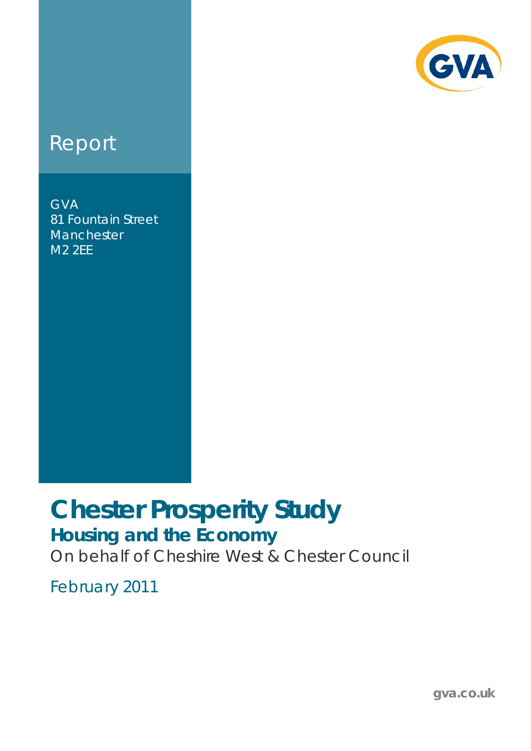Report

GVA
81 Fountain Street
Manchester
M2 2EE

# Chester Prosperity Study

## Housing and the Economy

On behalf of Cheshire West & Chester Council

February 2011

gva.co.uk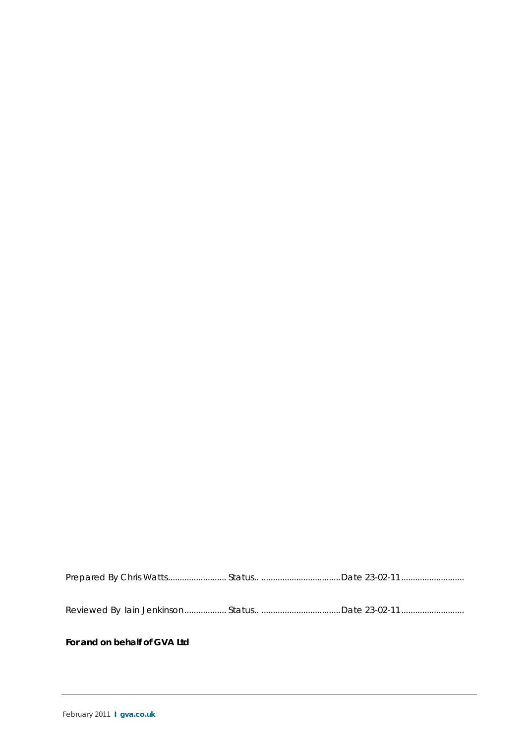Prepared By Chris Watts......................... Status.. ..................................Date 23-02-11...........................

Reviewed By Iain Jenkinson.................. Status.. ..................................Date 23-02-11...........................

**For and on behalf of GVA Ltd**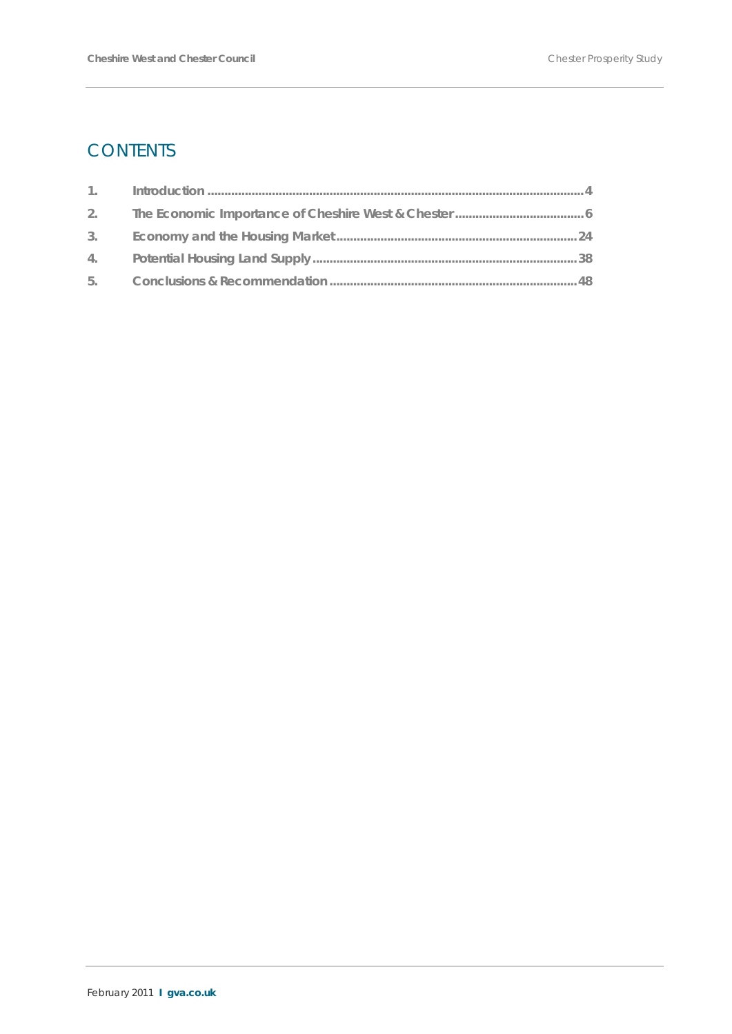# CONTENTS

1. Introduction ........................................................................................................... 4
2. The Economic Importance of Cheshire West & Chester ...................................... 6
3. Economy and the Housing Market ..................................................................... 24
4. Potential Housing Land Supply ........................................................................... 38
5. Conclusions & Recommendation ....................................................................... 48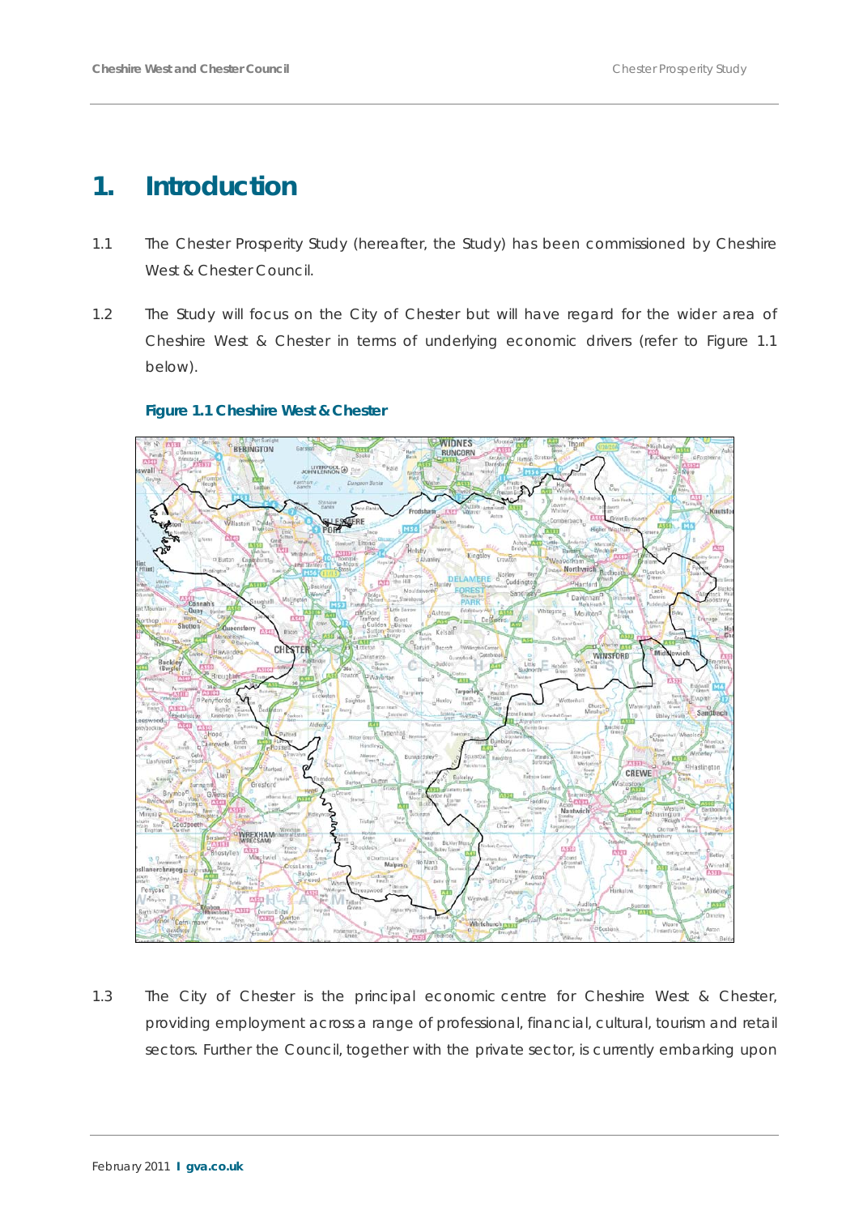# 1. Introduction

1.1 The Chester Prosperity Study (hereafter, the Study) has been commissioned by Cheshire West & Chester Council.

1.2 The Study will focus on the City of Chester but will have regard for the wider area of Cheshire West & Chester in terms of underlying economic drivers (refer to Figure 1.1 below).

**Figure 1.1 Cheshire West & Chester**

1.3 The City of Chester is the principal economic centre for Cheshire West & Chester, providing employment across a range of professional, financial, cultural, tourism and retail sectors. Further the Council, together with the private sector, is currently embarking upon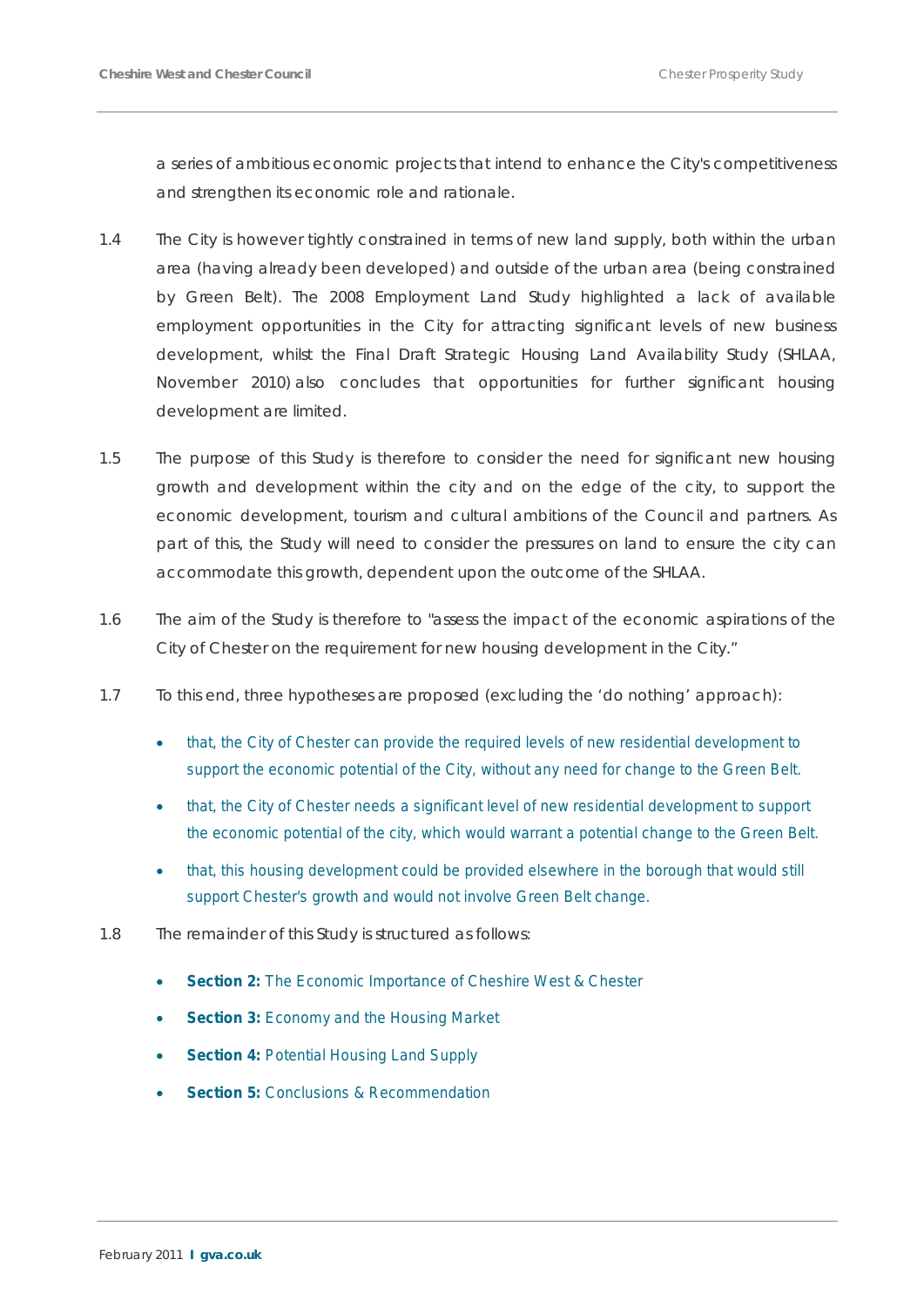a series of ambitious economic projects that intend to enhance the City's competitiveness and strengthen its economic role and rationale.

1.4 The City is however tightly constrained in terms of new land supply, both within the urban area (having already been developed) and outside of the urban area (being constrained by Green Belt). The 2008 Employment Land Study highlighted a lack of available employment opportunities in the City for attracting significant levels of new business development, whilst the Final Draft Strategic Housing Land Availability Study (SHLAA, November 2010) also concludes that opportunities for further significant housing development are limited.

1.5 The purpose of this Study is therefore to consider the need for significant new housing growth and development within the city and on the edge of the city, to support the economic development, tourism and cultural ambitions of the Council and partners. As part of this, the Study will need to consider the pressures on land to ensure the city can accommodate this growth, dependent upon the outcome of the SHLAA.

1.6 The aim of the Study is therefore to "assess the impact of the economic aspirations of the City of Chester on the requirement for new housing development in the City."

1.7 To this end, three hypotheses are proposed (excluding the 'do nothing' approach):

- that, the City of Chester can provide the required levels of new residential development to support the economic potential of the City, without any need for change to the Green Belt.
- that, the City of Chester needs a significant level of new residential development to support the economic potential of the city, which would warrant a potential change to the Green Belt.
- that, this housing development could be provided elsewhere in the borough that would still support Chester's growth and would not involve Green Belt change.

1.8 The remainder of this Study is structured as follows:

- **Section 2:** The Economic Importance of Cheshire West & Chester
- **Section 3:** Economy and the Housing Market
- **Section 4:** Potential Housing Land Supply
- **Section 5:** Conclusions & Recommendation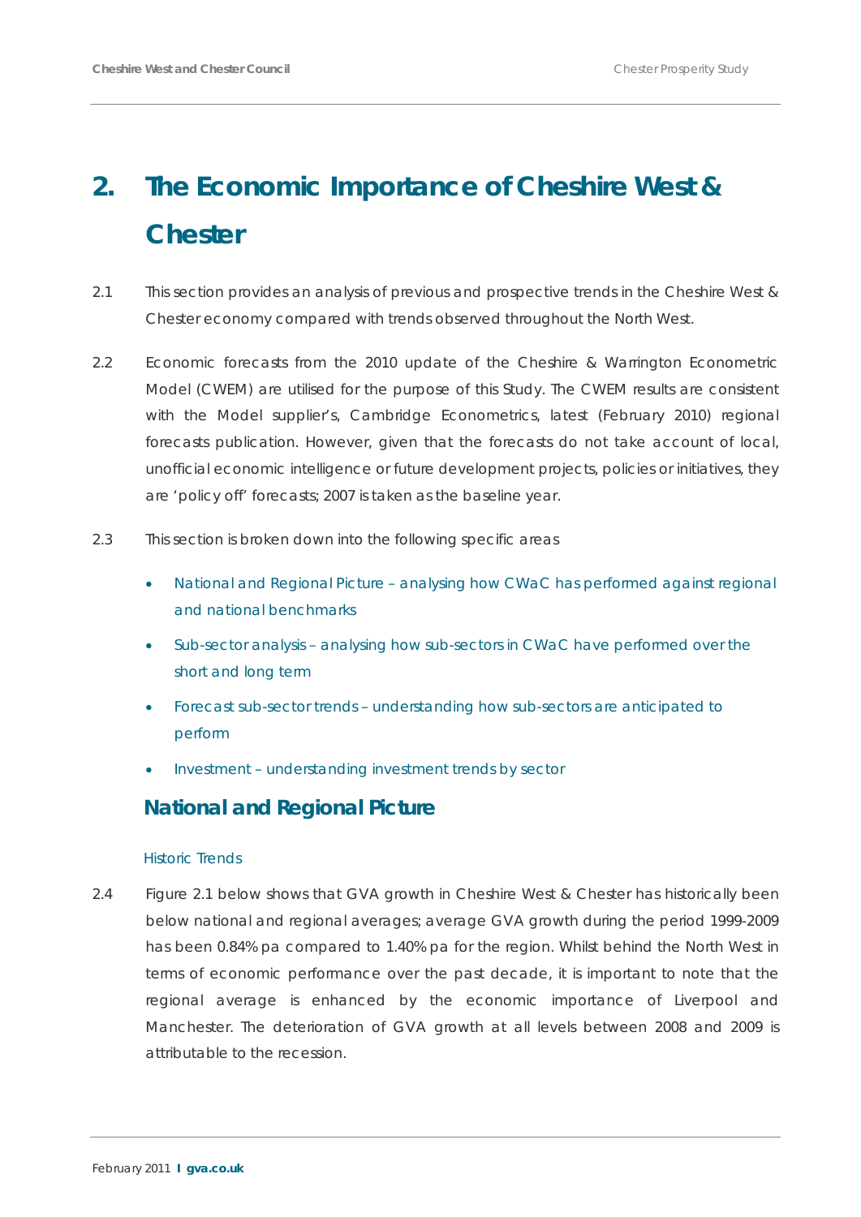# 2. The Economic Importance of Cheshire West & Chester

2.1 This section provides an analysis of previous and prospective trends in the Cheshire West & Chester economy compared with trends observed throughout the North West.

2.2 Economic forecasts from the 2010 update of the Cheshire & Warrington Econometric Model (CWEM) are utilised for the purpose of this Study. The CWEM results are consistent with the Model supplier's, Cambridge Econometrics, latest (February 2010) regional forecasts publication. However, given that the forecasts do not take account of local, unofficial economic intelligence or future development projects, policies or initiatives, they are 'policy off' forecasts; 2007 is taken as the baseline year.

2.3 This section is broken down into the following specific areas

- National and Regional Picture – analysing how CWaC has performed against regional and national benchmarks
- Sub-sector analysis – analysing how sub-sectors in CWaC have performed over the short and long term
- Forecast sub-sector trends – understanding how sub-sectors are anticipated to perform
- Investment – understanding investment trends by sector

## National and Regional Picture

### Historic Trends

2.4 Figure 2.1 below shows that GVA growth in Cheshire West & Chester has historically been below national and regional averages; average GVA growth during the period 1999-2009 has been 0.84% pa compared to 1.40% pa for the region. Whilst behind the North West in terms of economic performance over the past decade, it is important to note that the regional average is enhanced by the economic importance of Liverpool and Manchester. The deterioration of GVA growth at all levels between 2008 and 2009 is attributable to the recession.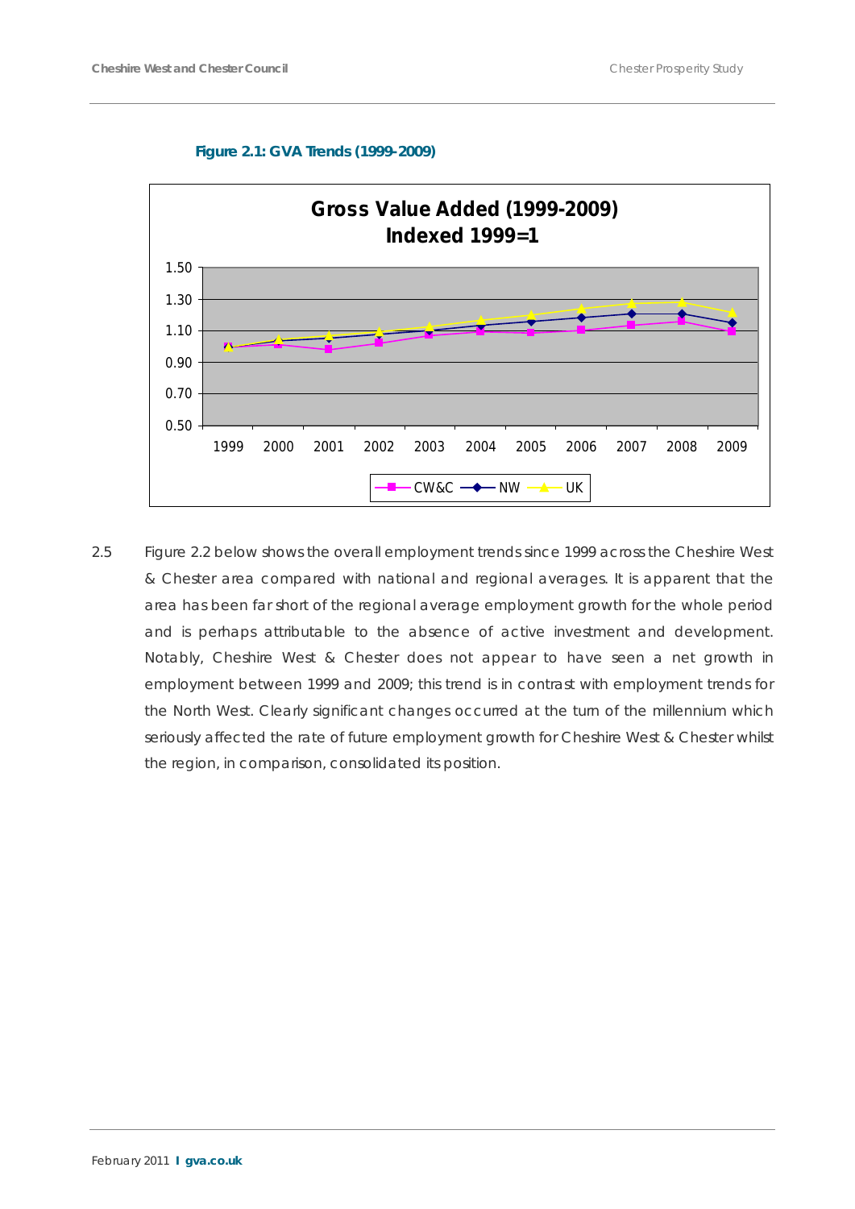**Figure 2.1: GVA Trends (1999-2009)**

2.5 Figure 2.2 below shows the overall employment trends since 1999 across the Cheshire West & Chester area compared with national and regional averages. It is apparent that the area has been far short of the regional average employment growth for the whole period and is perhaps attributable to the absence of active investment and development. Notably, Cheshire West & Chester does not appear to have seen a net growth in employment between 1999 and 2009; this trend is in contrast with employment trends for the North West. Clearly significant changes occurred at the turn of the millennium which seriously affected the rate of future employment growth for Cheshire West & Chester whilst the region, in comparison, consolidated its position.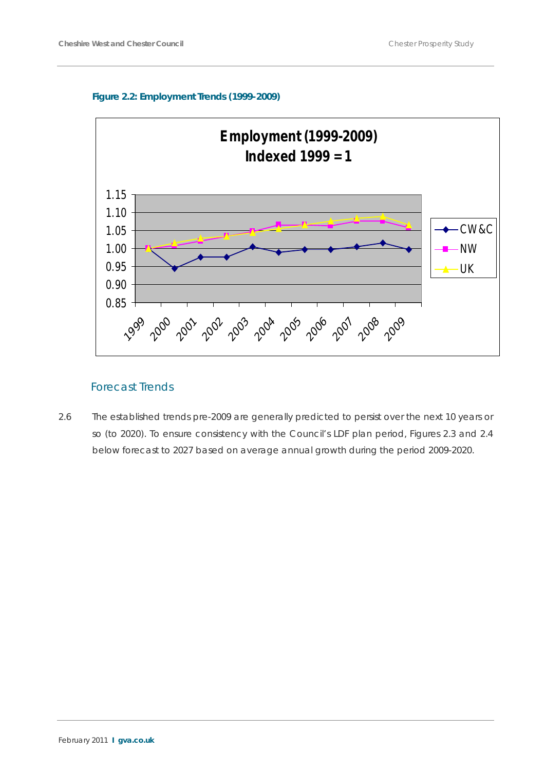**Figure 2.2: Employment Trends (1999-2009)**

### Forecast Trends

2.6 The established trends pre-2009 are generally predicted to persist over the next 10 years or so (to 2020). To ensure consistency with the Council's LDF plan period, Figures 2.3 and 2.4 below forecast to 2027 based on average annual growth during the period 2009-2020.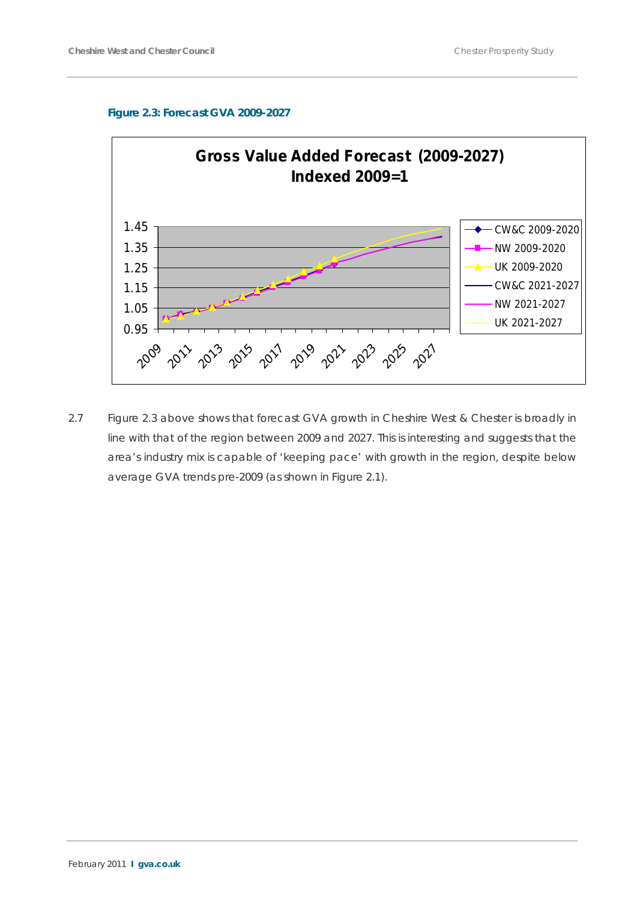**Figure 2.3: Forecast GVA 2009-2027**

2.7 Figure 2.3 above shows that forecast GVA growth in Cheshire West & Chester is broadly in line with that of the region between 2009 and 2027. This is interesting and suggests that the area's industry mix is capable of 'keeping pace' with growth in the region, despite below average GVA trends pre-2009 (as shown in Figure 2.1).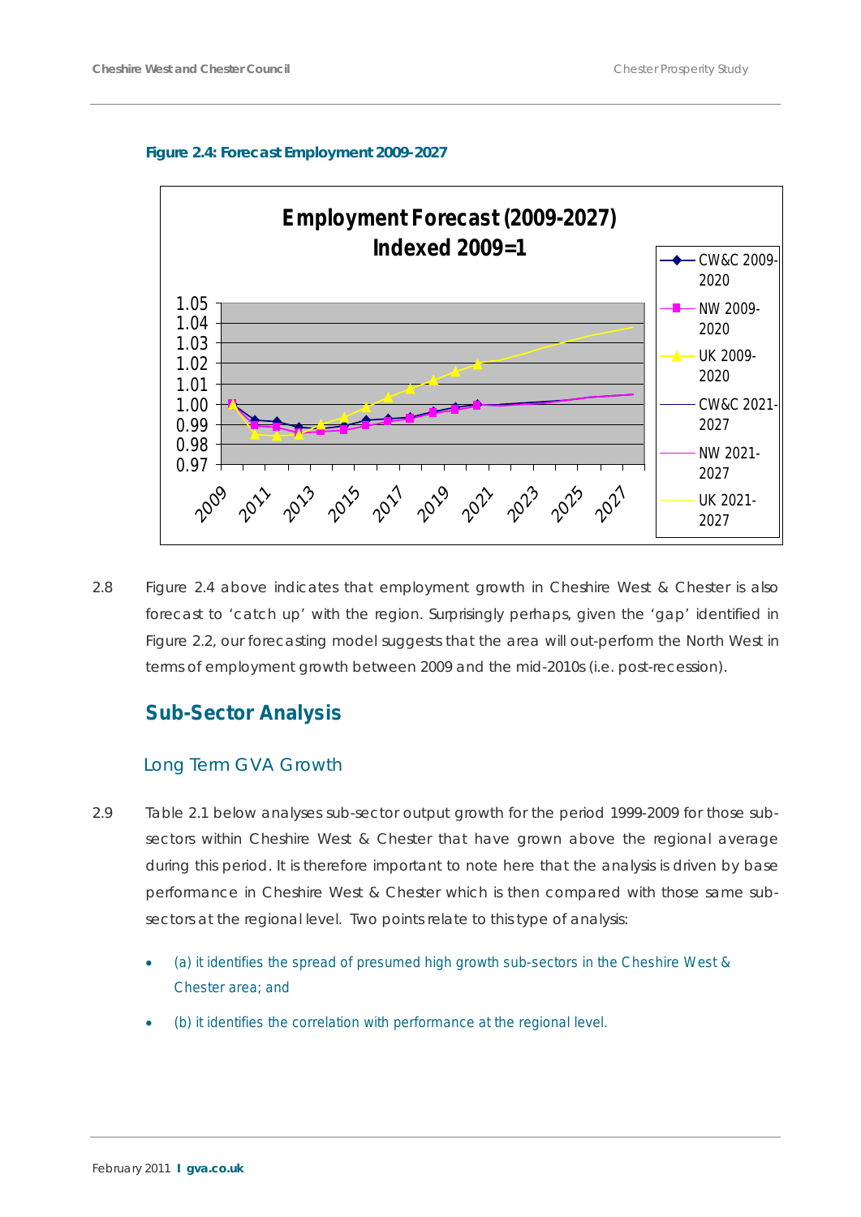**Figure 2.4: Forecast Employment 2009-2027**

2.8 Figure 2.4 above indicates that employment growth in Cheshire West & Chester is also forecast to 'catch up' with the region. Surprisingly perhaps, given the 'gap' identified in Figure 2.2, our forecasting model suggests that the area will out-perform the North West in terms of employment growth between 2009 and the mid-2010s (i.e. post-recession).

## Sub-Sector Analysis

### Long Term GVA Growth

2.9 Table 2.1 below analyses sub-sector output growth for the period 1999-2009 for those sub-sectors within Cheshire West & Chester that have grown above the regional average during this period. It is therefore important to note here that the analysis is driven by base performance in Cheshire West & Chester which is then compared with those same sub-sectors at the regional level. Two points relate to this type of analysis:

- (a) it identifies the spread of presumed high growth sub-sectors in the Cheshire West & Chester area; and
- (b) it identifies the correlation with performance at the regional level.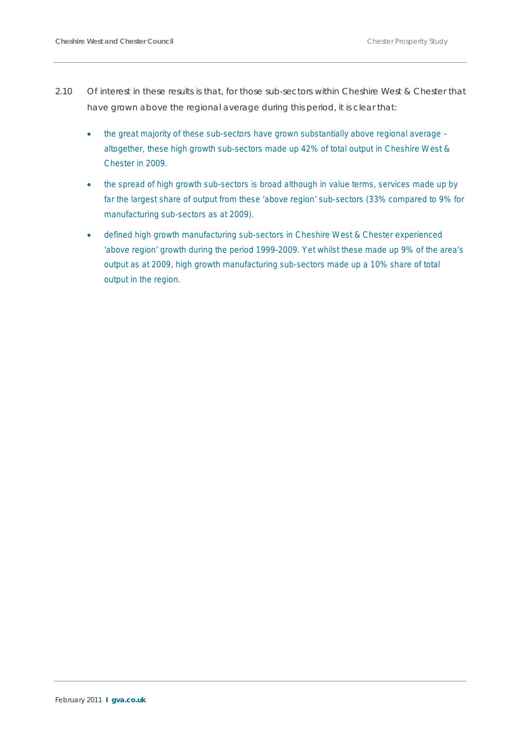2.10 Of interest in these results is that, for those sub-sectors within Cheshire West & Chester that have grown above the regional average during this period, it is clear that:

- the great majority of these sub-sectors have grown substantially above regional average – altogether, these high growth sub-sectors made up 42% of total output in Cheshire West & Chester in 2009.
- the spread of high growth sub-sectors is broad although in value terms, services made up by far the largest share of output from these 'above region' sub-sectors (33% compared to 9% for manufacturing sub-sectors as at 2009).
- defined high growth manufacturing sub-sectors in Cheshire West & Chester experienced 'above region' growth during the period 1999-2009. Yet whilst these made up 9% of the area's output as at 2009, high growth manufacturing sub-sectors made up a 10% share of total output in the region.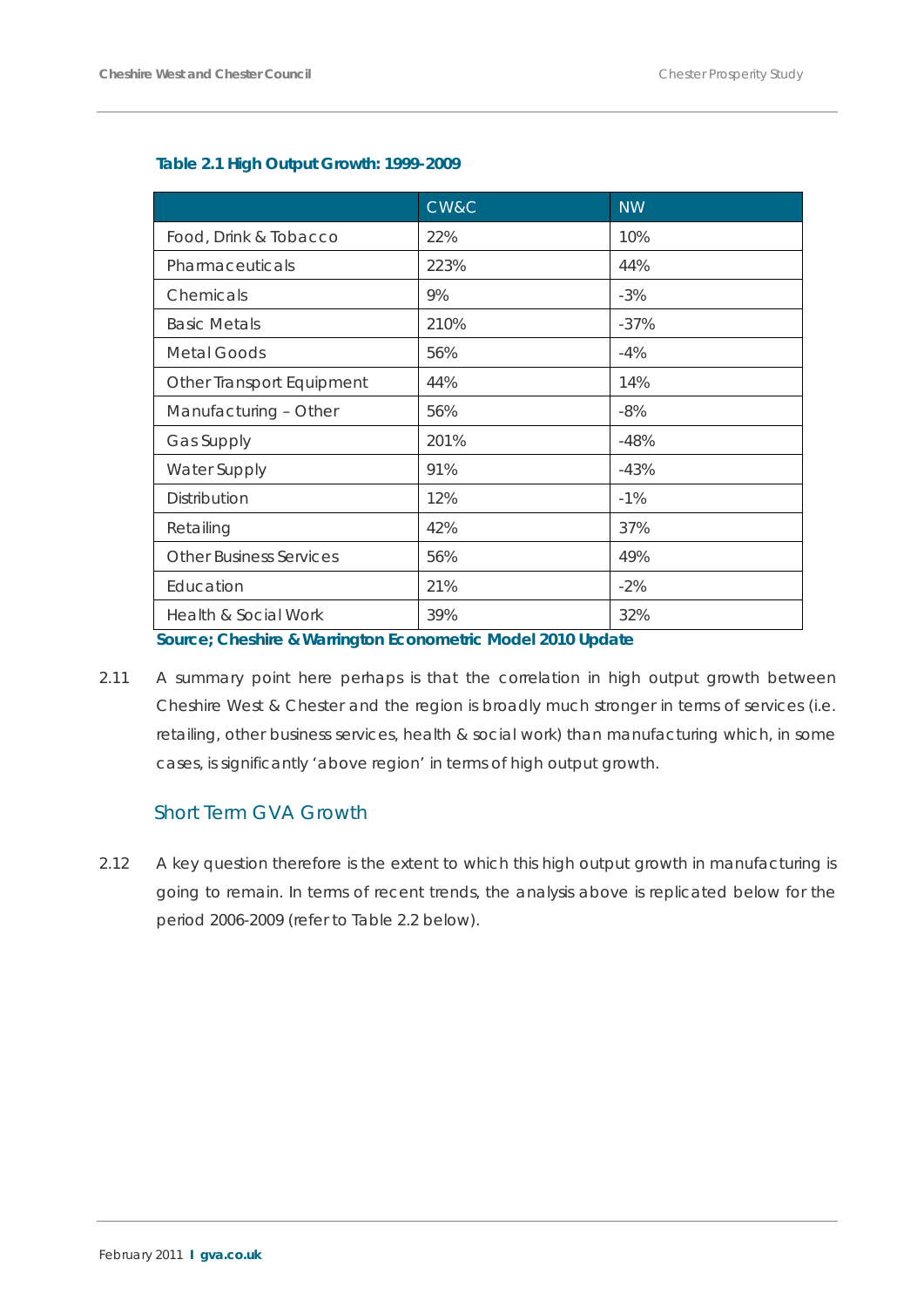**Table 2.1 High Output Growth: 1999-2009**

| | CW&C | NW |
|---|---|---|
| Food, Drink & Tobacco | 22% | 10% |
| Pharmaceuticals | 223% | 44% |
| Chemicals | 9% | -3% |
| Basic Metals | 210% | -37% |
| Metal Goods | 56% | -4% |
| Other Transport Equipment | 44% | 14% |
| Manufacturing – Other | 56% | -8% |
| Gas Supply | 201% | -48% |
| Water Supply | 91% | -43% |
| Distribution | 12% | -1% |
| Retailing | 42% | 37% |
| Other Business Services | 56% | 49% |
| Education | 21% | -2% |
| Health & Social Work | 39% | 32% |

**Source; Cheshire & Warrington Econometric Model 2010 Update**

2.11 A summary point here perhaps is that the correlation in high output growth between Cheshire West & Chester and the region is broadly much stronger in terms of services (i.e. retailing, other business services, health & social work) than manufacturing which, in some cases, is significantly 'above region' in terms of high output growth.

## Short Term GVA Growth

2.12 A key question therefore is the extent to which this high output growth in manufacturing is going to remain. In terms of recent trends, the analysis above is replicated below for the period 2006-2009 (refer to Table 2.2 below).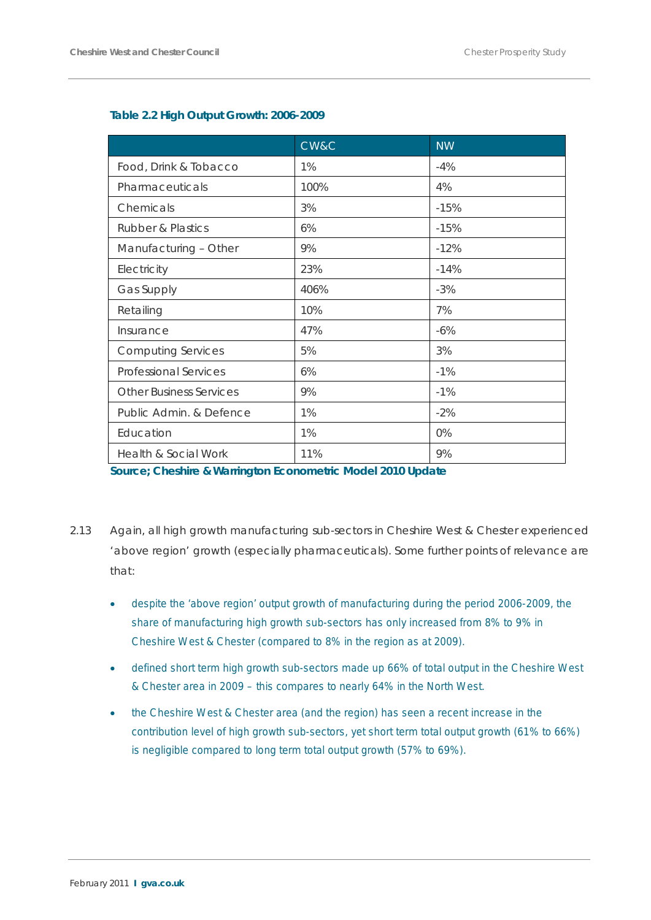**Table 2.2 High Output Growth: 2006-2009**

| | CW&C | NW |
|---|---|---|
| Food, Drink & Tobacco | 1% | -4% |
| Pharmaceuticals | 100% | 4% |
| Chemicals | 3% | -15% |
| Rubber & Plastics | 6% | -15% |
| Manufacturing – Other | 9% | -12% |
| Electricity | 23% | -14% |
| Gas Supply | 406% | -3% |
| Retailing | 10% | 7% |
| Insurance | 47% | -6% |
| Computing Services | 5% | 3% |
| Professional Services | 6% | -1% |
| Other Business Services | 9% | -1% |
| Public Admin. & Defence | 1% | -2% |
| Education | 1% | 0% |
| Health & Social Work | 11% | 9% |

**Source; Cheshire & Warrington Econometric Model 2010 Update**

2.13 Again, all high growth manufacturing sub-sectors in Cheshire West & Chester experienced 'above region' growth (especially pharmaceuticals). Some further points of relevance are that:

- despite the 'above region' output growth of manufacturing during the period 2006-2009, the share of manufacturing high growth sub-sectors has only increased from 8% to 9% in Cheshire West & Chester (compared to 8% in the region as at 2009).
- defined short term high growth sub-sectors made up 66% of total output in the Cheshire West & Chester area in 2009 – this compares to nearly 64% in the North West.
- the Cheshire West & Chester area (and the region) has seen a recent increase in the contribution level of high growth sub-sectors, yet short term total output growth (61% to 66%) is negligible compared to long term total output growth (57% to 69%).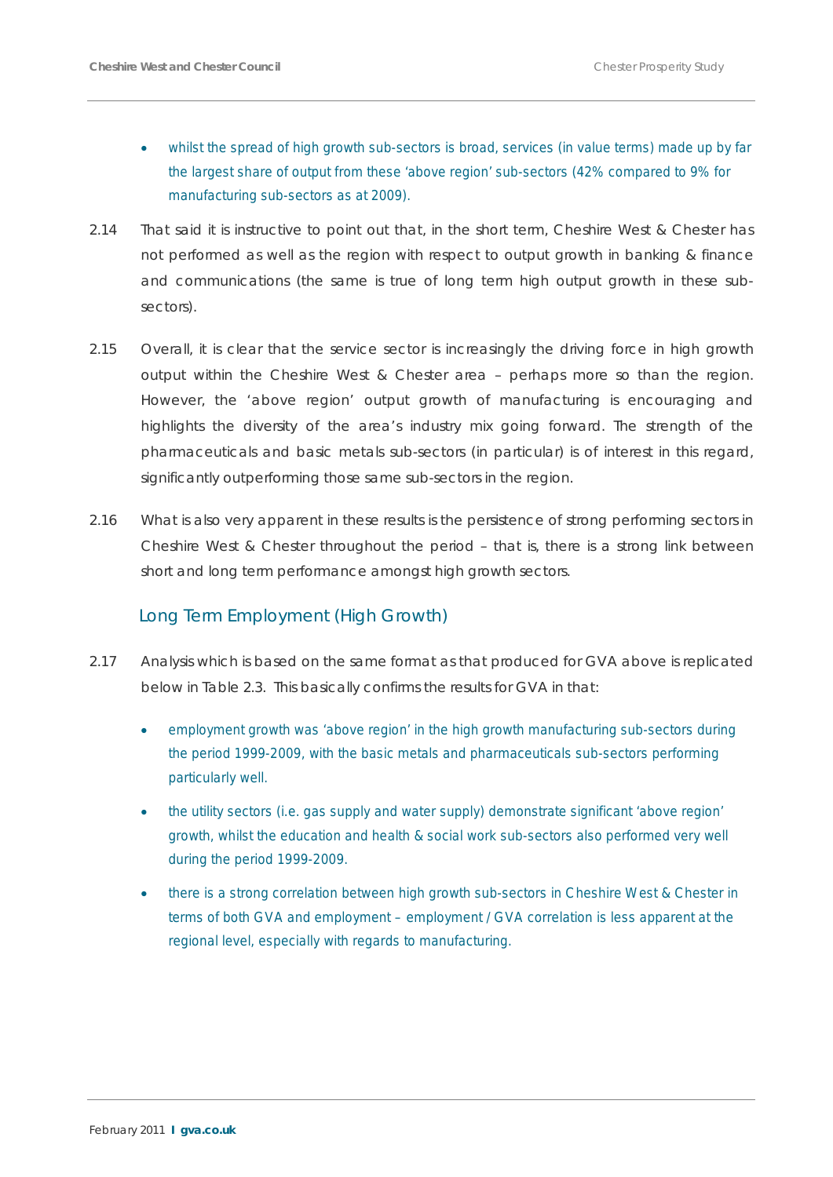- whilst the spread of high growth sub-sectors is broad, services (in value terms) made up by far the largest share of output from these 'above region' sub-sectors (42% compared to 9% for manufacturing sub-sectors as at 2009).

2.14 That said it is instructive to point out that, in the short term, Cheshire West & Chester has not performed as well as the region with respect to output growth in banking & finance and communications (the same is true of long term high output growth in these sub-sectors).

2.15 Overall, it is clear that the service sector is increasingly the driving force in high growth output within the Cheshire West & Chester area – perhaps more so than the region. However, the 'above region' output growth of manufacturing is encouraging and highlights the diversity of the area's industry mix going forward. The strength of the pharmaceuticals and basic metals sub-sectors (in particular) is of interest in this regard, significantly outperforming those same sub-sectors in the region.

2.16 What is also very apparent in these results is the persistence of strong performing sectors in Cheshire West & Chester throughout the period – that is, there is a strong link between short and long term performance amongst high growth sectors.

### Long Term Employment (High Growth)

2.17 Analysis which is based on the same format as that produced for GVA above is replicated below in Table 2.3. This basically confirms the results for GVA in that:

- employment growth was 'above region' in the high growth manufacturing sub-sectors during the period 1999-2009, with the basic metals and pharmaceuticals sub-sectors performing particularly well.
- the utility sectors (i.e. gas supply and water supply) demonstrate significant 'above region' growth, whilst the education and health & social work sub-sectors also performed very well during the period 1999-2009.
- there is a strong correlation between high growth sub-sectors in Cheshire West & Chester in terms of both GVA and employment – employment / GVA correlation is less apparent at the regional level, especially with regards to manufacturing.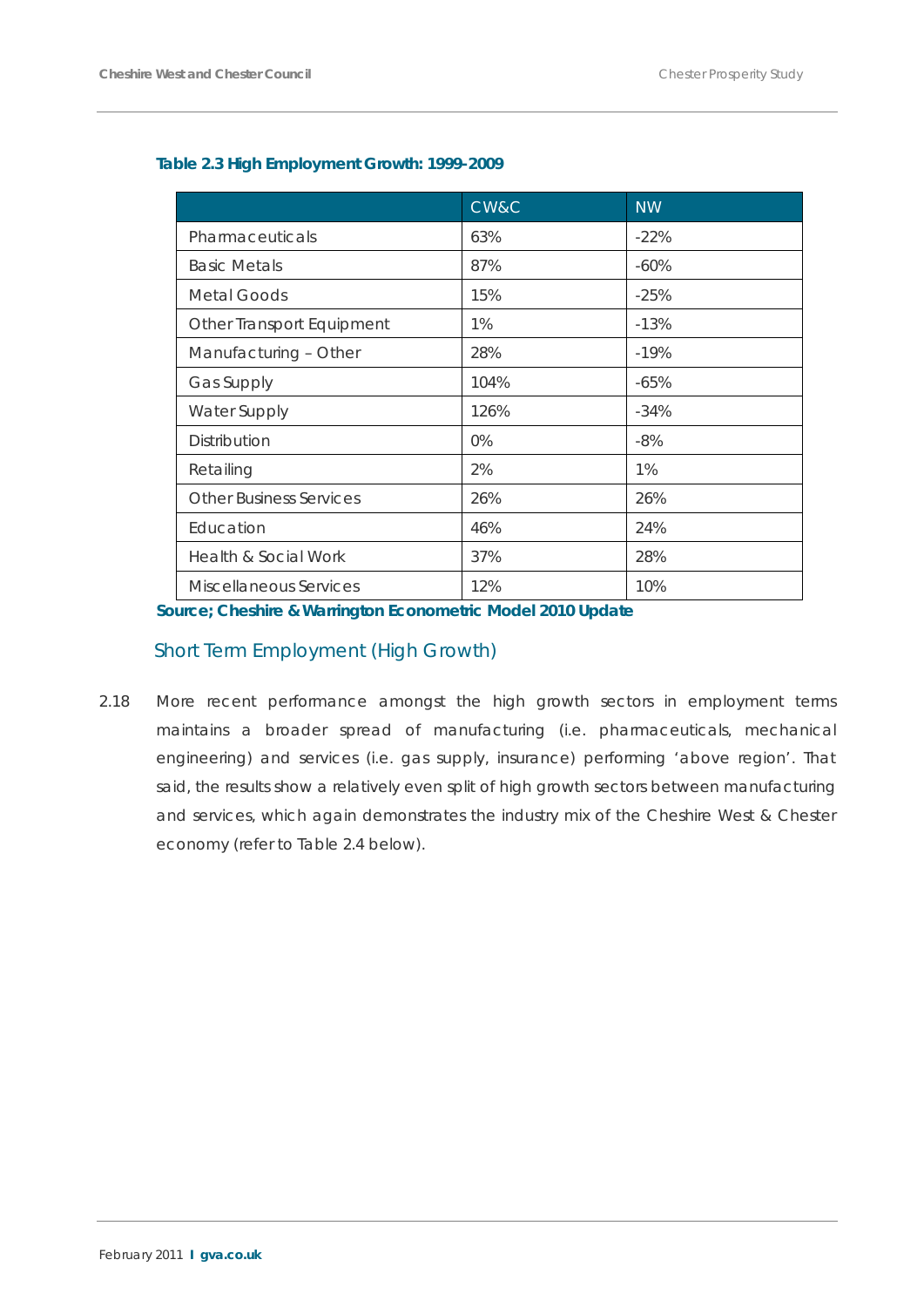**Table 2.3 High Employment Growth: 1999-2009**

| | CW&C | NW |
|---|---|---|
| Pharmaceuticals | 63% | -22% |
| Basic Metals | 87% | -60% |
| Metal Goods | 15% | -25% |
| Other Transport Equipment | 1% | -13% |
| Manufacturing – Other | 28% | -19% |
| Gas Supply | 104% | -65% |
| Water Supply | 126% | -34% |
| Distribution | 0% | -8% |
| Retailing | 2% | 1% |
| Other Business Services | 26% | 26% |
| Education | 46% | 24% |
| Health & Social Work | 37% | 28% |
| Miscellaneous Services | 12% | 10% |

**Source; Cheshire & Warrington Econometric Model 2010 Update**

### Short Term Employment (High Growth)

2.18 More recent performance amongst the high growth sectors in employment terms maintains a broader spread of manufacturing (i.e. pharmaceuticals, mechanical engineering) and services (i.e. gas supply, insurance) performing 'above region'. That said, the results show a relatively even split of high growth sectors between manufacturing and services, which again demonstrates the industry mix of the Cheshire West & Chester economy (refer to Table 2.4 below).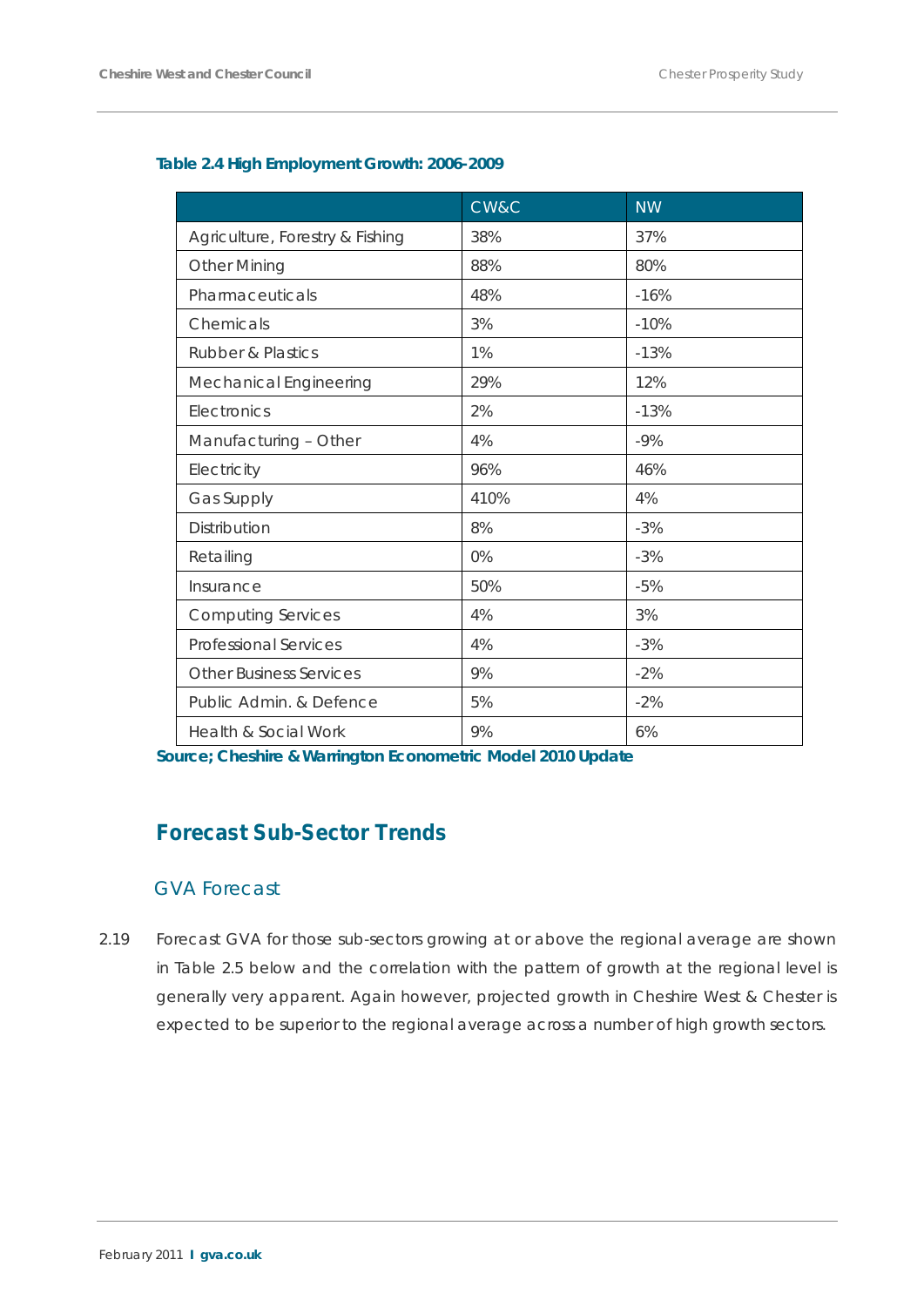**Table 2.4 High Employment Growth: 2006-2009**

| | CW&C | NW |
|---|---|---|
| Agriculture, Forestry & Fishing | 38% | 37% |
| Other Mining | 88% | 80% |
| Pharmaceuticals | 48% | -16% |
| Chemicals | 3% | -10% |
| Rubber & Plastics | 1% | -13% |
| Mechanical Engineering | 29% | 12% |
| Electronics | 2% | -13% |
| Manufacturing – Other | 4% | -9% |
| Electricity | 96% | 46% |
| Gas Supply | 410% | 4% |
| Distribution | 8% | -3% |
| Retailing | 0% | -3% |
| Insurance | 50% | -5% |
| Computing Services | 4% | 3% |
| Professional Services | 4% | -3% |
| Other Business Services | 9% | -2% |
| Public Admin. & Defence | 5% | -2% |
| Health & Social Work | 9% | 6% |

**Source; Cheshire & Warrington Econometric Model 2010 Update**

## Forecast Sub-Sector Trends

### GVA Forecast

2.19 Forecast GVA for those sub-sectors growing at or above the regional average are shown in Table 2.5 below and the correlation with the pattern of growth at the regional level is generally very apparent. Again however, projected growth in Cheshire West & Chester is expected to be superior to the regional average across a number of high growth sectors.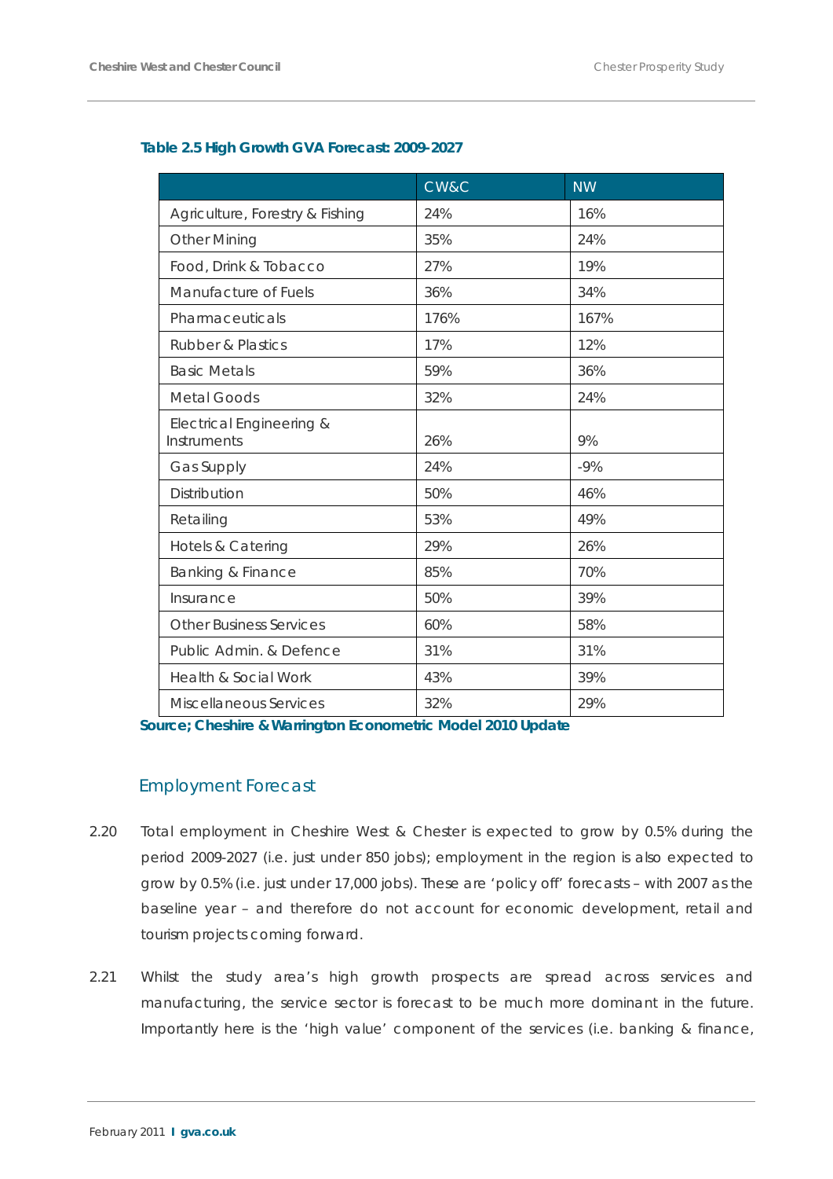**Table 2.5 High Growth GVA Forecast: 2009-2027**

| | CW&C | NW |
|---|---|---|
| Agriculture, Forestry & Fishing | 24% | 16% |
| Other Mining | 35% | 24% |
| Food, Drink & Tobacco | 27% | 19% |
| Manufacture of Fuels | 36% | 34% |
| Pharmaceuticals | 176% | 167% |
| Rubber & Plastics | 17% | 12% |
| Basic Metals | 59% | 36% |
| Metal Goods | 32% | 24% |
| Electrical Engineering & Instruments | 26% | 9% |
| Gas Supply | 24% | -9% |
| Distribution | 50% | 46% |
| Retailing | 53% | 49% |
| Hotels & Catering | 29% | 26% |
| Banking & Finance | 85% | 70% |
| Insurance | 50% | 39% |
| Other Business Services | 60% | 58% |
| Public Admin. & Defence | 31% | 31% |
| Health & Social Work | 43% | 39% |
| Miscellaneous Services | 32% | 29% |

**Source; Cheshire & Warrington Econometric Model 2010 Update**

## Employment Forecast

2.20 Total employment in Cheshire West & Chester is expected to grow by 0.5% during the period 2009-2027 (i.e. just under 850 jobs); employment in the region is also expected to grow by 0.5% (i.e. just under 17,000 jobs). These are 'policy off' forecasts – with 2007 as the baseline year – and therefore do not account for economic development, retail and tourism projects coming forward.

2.21 Whilst the study area's high growth prospects are spread across services and manufacturing, the service sector is forecast to be much more dominant in the future. Importantly here is the 'high value' component of the services (i.e. banking & finance,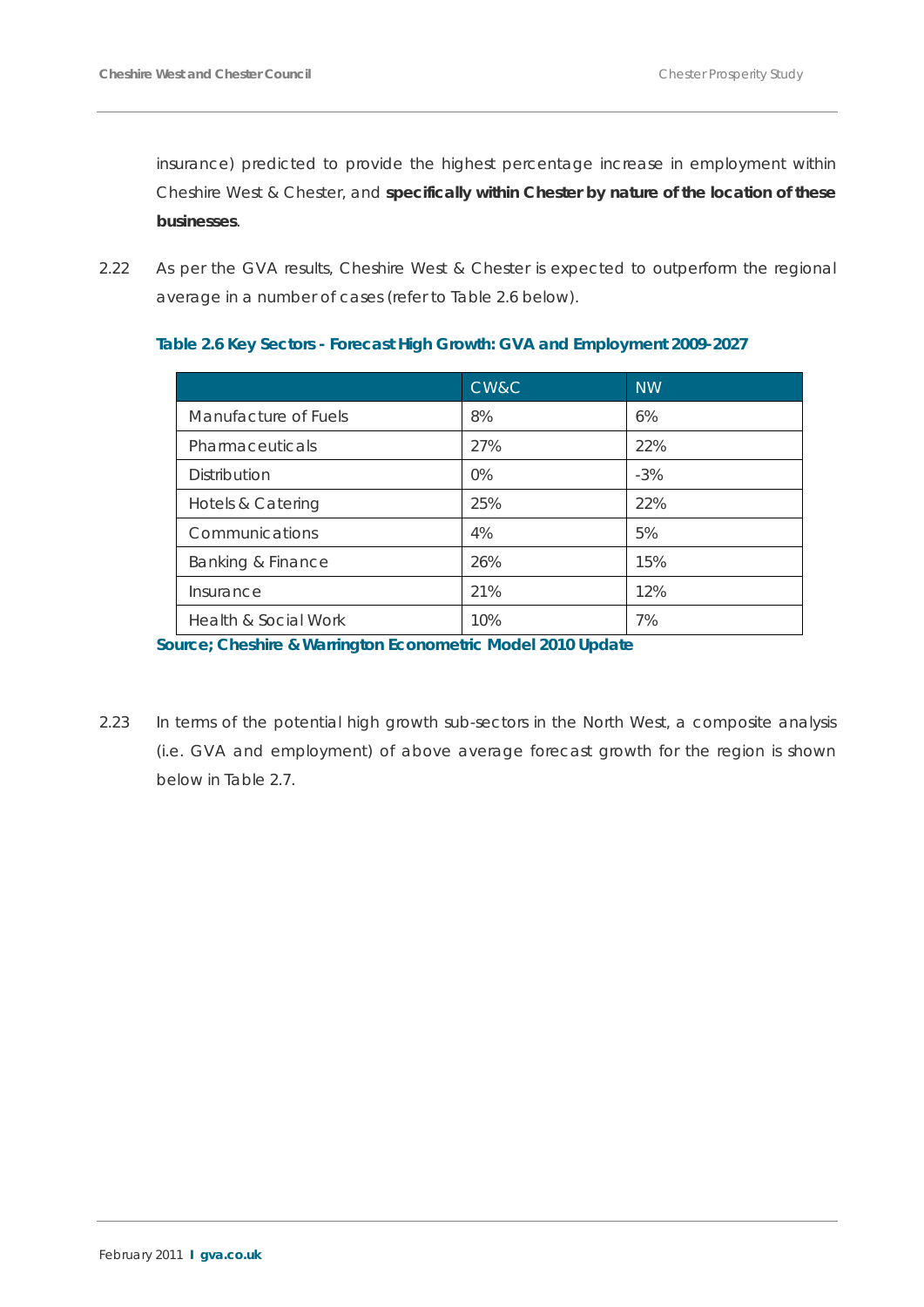insurance) predicted to provide the highest percentage increase in employment within Cheshire West & Chester, and **specifically within Chester by nature of the location of these businesses**.

2.22 As per the GVA results, Cheshire West & Chester is expected to outperform the regional average in a number of cases (refer to Table 2.6 below).

**Table 2.6 Key Sectors - Forecast High Growth: GVA and Employment 2009-2027**

| | CW&C | NW |
|---|---|---|
| Manufacture of Fuels | 8% | 6% |
| Pharmaceuticals | 27% | 22% |
| Distribution | 0% | -3% |
| Hotels & Catering | 25% | 22% |
| Communications | 4% | 5% |
| Banking & Finance | 26% | 15% |
| Insurance | 21% | 12% |
| Health & Social Work | 10% | 7% |

**Source; Cheshire & Warrington Econometric Model 2010 Update**

2.23 In terms of the potential high growth sub-sectors in the North West, a composite analysis (i.e. GVA and employment) of above average forecast growth for the region is shown below in Table 2.7.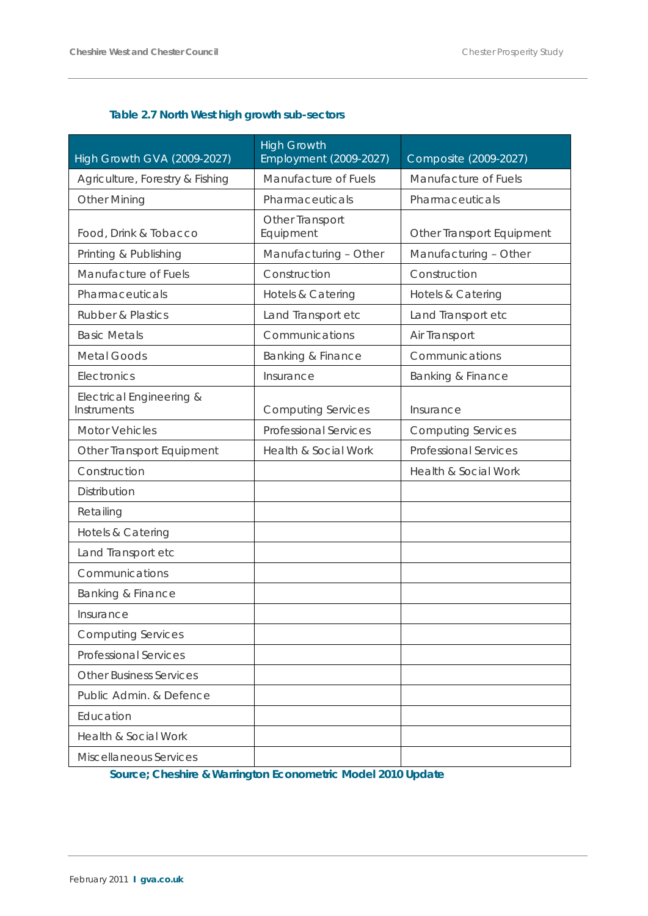**Table 2.7 North West high growth sub-sectors**

| High Growth GVA (2009-2027) | High Growth Employment (2009-2027) | Composite (2009-2027) |
|---|---|---|
| Agriculture, Forestry & Fishing | Manufacture of Fuels | Manufacture of Fuels |
| Other Mining | Pharmaceuticals | Pharmaceuticals |
| Food, Drink & Tobacco | Other Transport Equipment | Other Transport Equipment |
| Printing & Publishing | Manufacturing – Other | Manufacturing – Other |
| Manufacture of Fuels | Construction | Construction |
| Pharmaceuticals | Hotels & Catering | Hotels & Catering |
| Rubber & Plastics | Land Transport etc | Land Transport etc |
| Basic Metals | Communications | Air Transport |
| Metal Goods | Banking & Finance | Communications |
| Electronics | Insurance | Banking & Finance |
| Electrical Engineering & Instruments | Computing Services | Insurance |
| Motor Vehicles | Professional Services | Computing Services |
| Other Transport Equipment | Health & Social Work | Professional Services |
| Construction | | Health & Social Work |
| Distribution | | |
| Retailing | | |
| Hotels & Catering | | |
| Land Transport etc | | |
| Communications | | |
| Banking & Finance | | |
| Insurance | | |
| Computing Services | | |
| Professional Services | | |
| Other Business Services | | |
| Public Admin. & Defence | | |
| Education | | |
| Health & Social Work | | |
| Miscellaneous Services | | |

**Source; Cheshire & Warrington Econometric Model 2010 Update**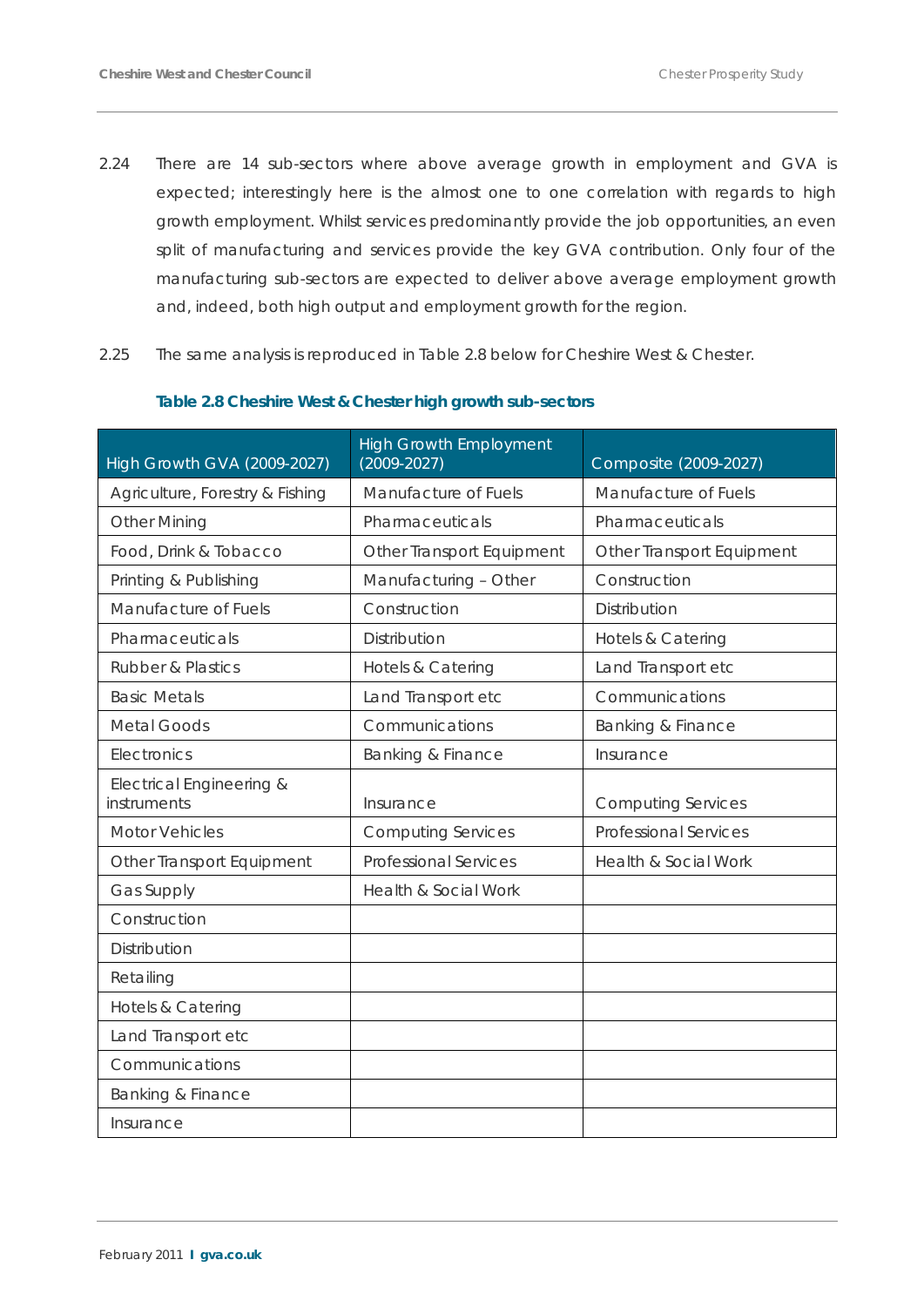2.24 There are 14 sub-sectors where above average growth in employment and GVA is expected; interestingly here is the almost one to one correlation with regards to high growth employment. Whilst services predominantly provide the job opportunities, an even split of manufacturing and services provide the key GVA contribution. Only four of the manufacturing sub-sectors are expected to deliver above average employment growth and, indeed, both high output and employment growth for the region.

2.25 The same analysis is reproduced in Table 2.8 below for Cheshire West & Chester.

**Table 2.8 Cheshire West & Chester high growth sub-sectors**

| High Growth GVA (2009-2027) | High Growth Employment (2009-2027) | Composite (2009-2027) |
|---|---|---|
| Agriculture, Forestry & Fishing | Manufacture of Fuels | Manufacture of Fuels |
| Other Mining | Pharmaceuticals | Pharmaceuticals |
| Food, Drink & Tobacco | Other Transport Equipment | Other Transport Equipment |
| Printing & Publishing | Manufacturing – Other | Construction |
| Manufacture of Fuels | Construction | Distribution |
| Pharmaceuticals | Distribution | Hotels & Catering |
| Rubber & Plastics | Hotels & Catering | Land Transport etc |
| Basic Metals | Land Transport etc | Communications |
| Metal Goods | Communications | Banking & Finance |
| Electronics | Banking & Finance | Insurance |
| Electrical Engineering & instruments | Insurance | Computing Services |
| Motor Vehicles | Computing Services | Professional Services |
| Other Transport Equipment | Professional Services | Health & Social Work |
| Gas Supply | Health & Social Work | |
| Construction | | |
| Distribution | | |
| Retailing | | |
| Hotels & Catering | | |
| Land Transport etc | | |
| Communications | | |
| Banking & Finance | | |
| Insurance | | |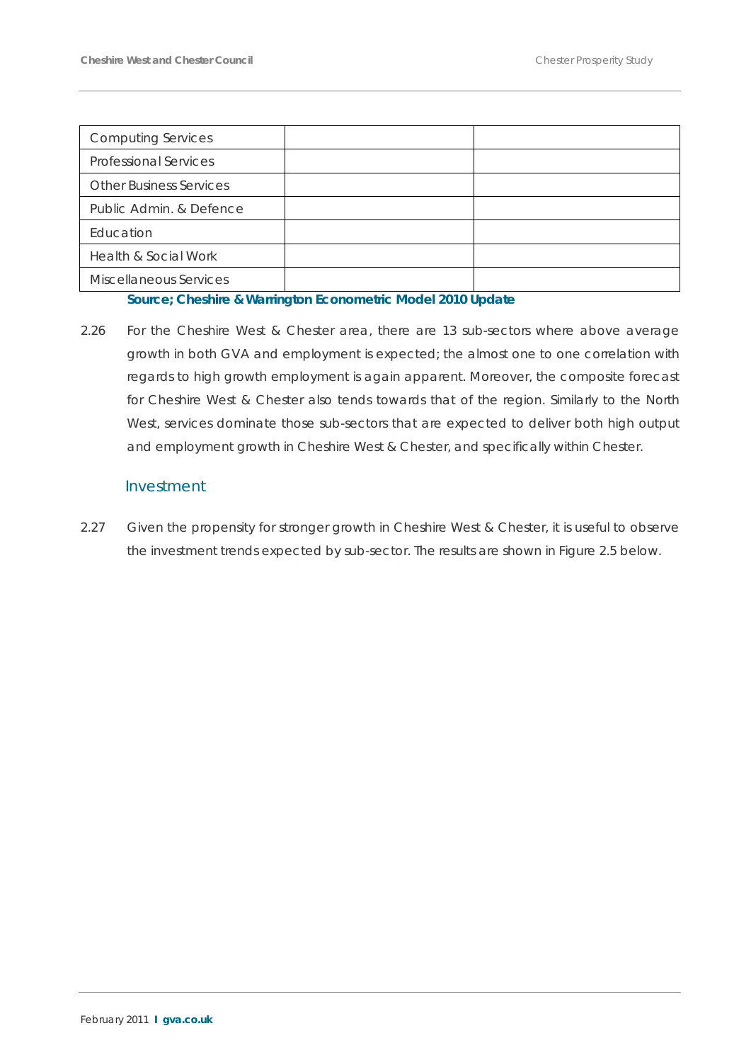| | | |
|---|---|---|
| Computing Services | | |
| Professional Services | | |
| Other Business Services | | |
| Public Admin. & Defence | | |
| Education | | |
| Health & Social Work | | |
| Miscellaneous Services | | |

**Source; Cheshire & Warrington Econometric Model 2010 Update**

2.26 For the Cheshire West & Chester area, there are 13 sub-sectors where above average growth in both GVA and employment is expected; the almost one to one correlation with regards to high growth employment is again apparent. Moreover, the composite forecast for Cheshire West & Chester also tends towards that of the region. Similarly to the North West, services dominate those sub-sectors that are expected to deliver both high output and employment growth in Cheshire West & Chester, and specifically within Chester.

### Investment

2.27 Given the propensity for stronger growth in Cheshire West & Chester, it is useful to observe the investment trends expected by sub-sector. The results are shown in Figure 2.5 below.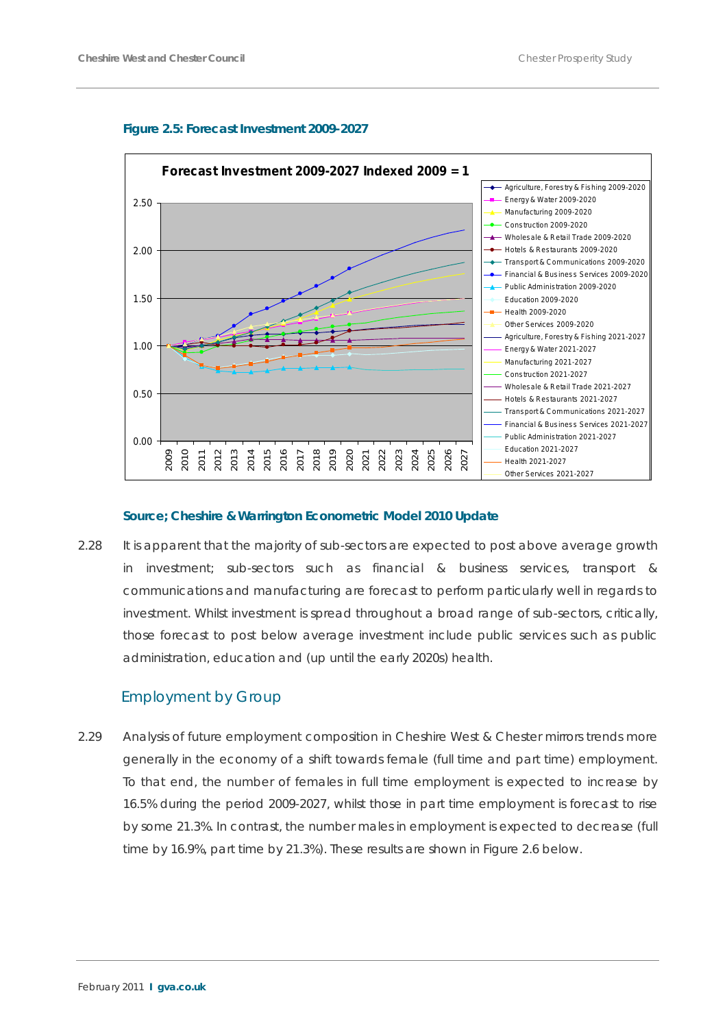**Figure 2.5: Forecast Investment 2009-2027**

**Source; Cheshire & Warrington Econometric Model 2010 Update**

2.28 It is apparent that the majority of sub-sectors are expected to post above average growth in investment; sub-sectors such as financial & business services, transport & communications and manufacturing are forecast to perform particularly well in regards to investment. Whilst investment is spread throughout a broad range of sub-sectors, critically, those forecast to post below average investment include public services such as public administration, education and (up until the early 2020s) health.

## Employment by Group

2.29 Analysis of future employment composition in Cheshire West & Chester mirrors trends more generally in the economy of a shift towards female (full time and part time) employment. To that end, the number of females in full time employment is expected to increase by 16.5% during the period 2009-2027, whilst those in part time employment is forecast to rise by some 21.3%. In contrast, the number males in employment is expected to decrease (full time by 16.9%, part time by 21.3%). These results are shown in Figure 2.6 below.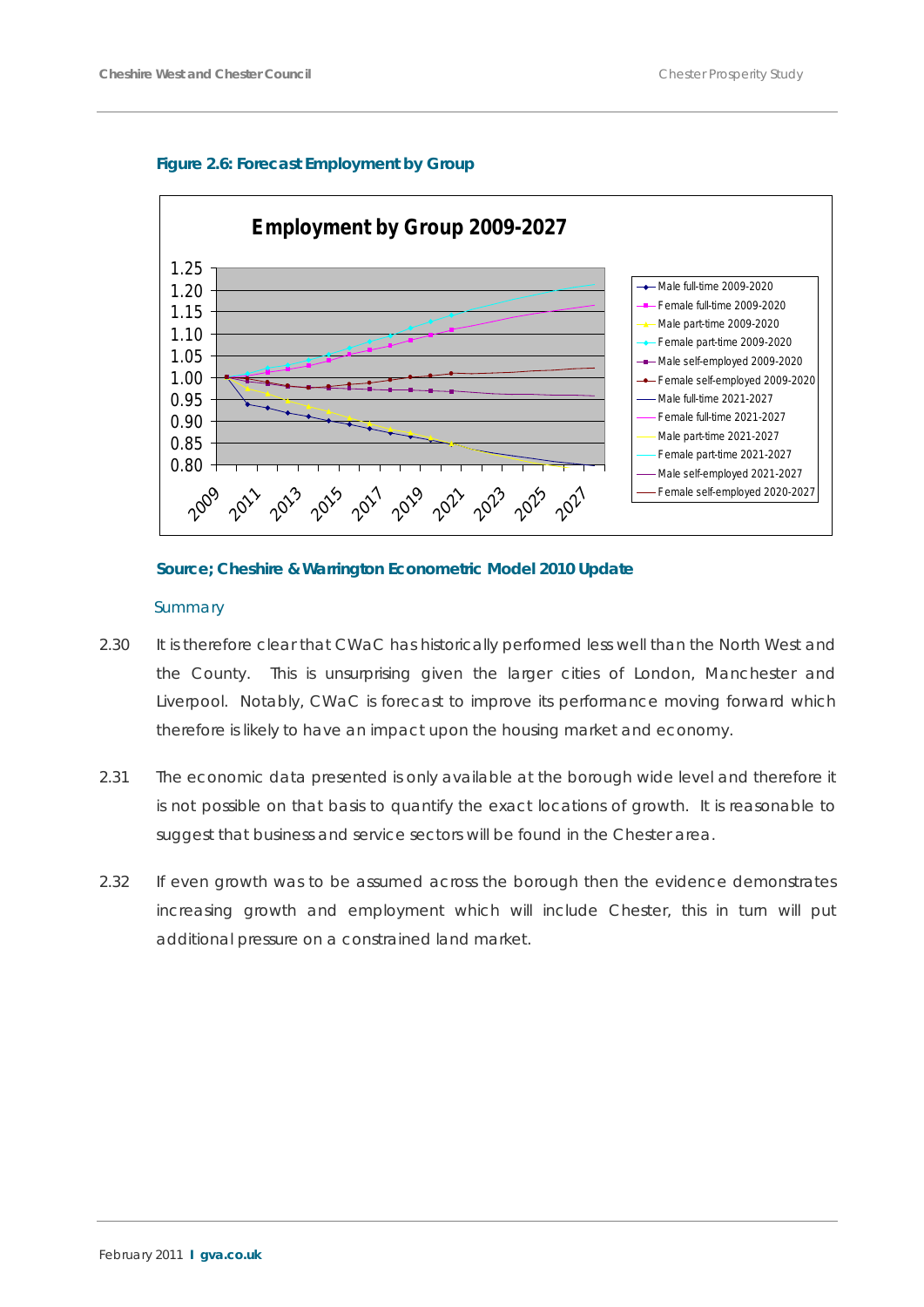**Figure 2.6: Forecast Employment by Group**

**Source; Cheshire & Warrington Econometric Model 2010 Update**

### Summary

2.30 It is therefore clear that CWaC has historically performed less well than the North West and the County. This is unsurprising given the larger cities of London, Manchester and Liverpool. Notably, CWaC is forecast to improve its performance moving forward which therefore is likely to have an impact upon the housing market and economy.

2.31 The economic data presented is only available at the borough wide level and therefore it is not possible on that basis to quantify the exact locations of growth. It is reasonable to suggest that business and service sectors will be found in the Chester area.

2.32 If even growth was to be assumed across the borough then the evidence demonstrates increasing growth and employment which will include Chester, this in turn will put additional pressure on a constrained land market.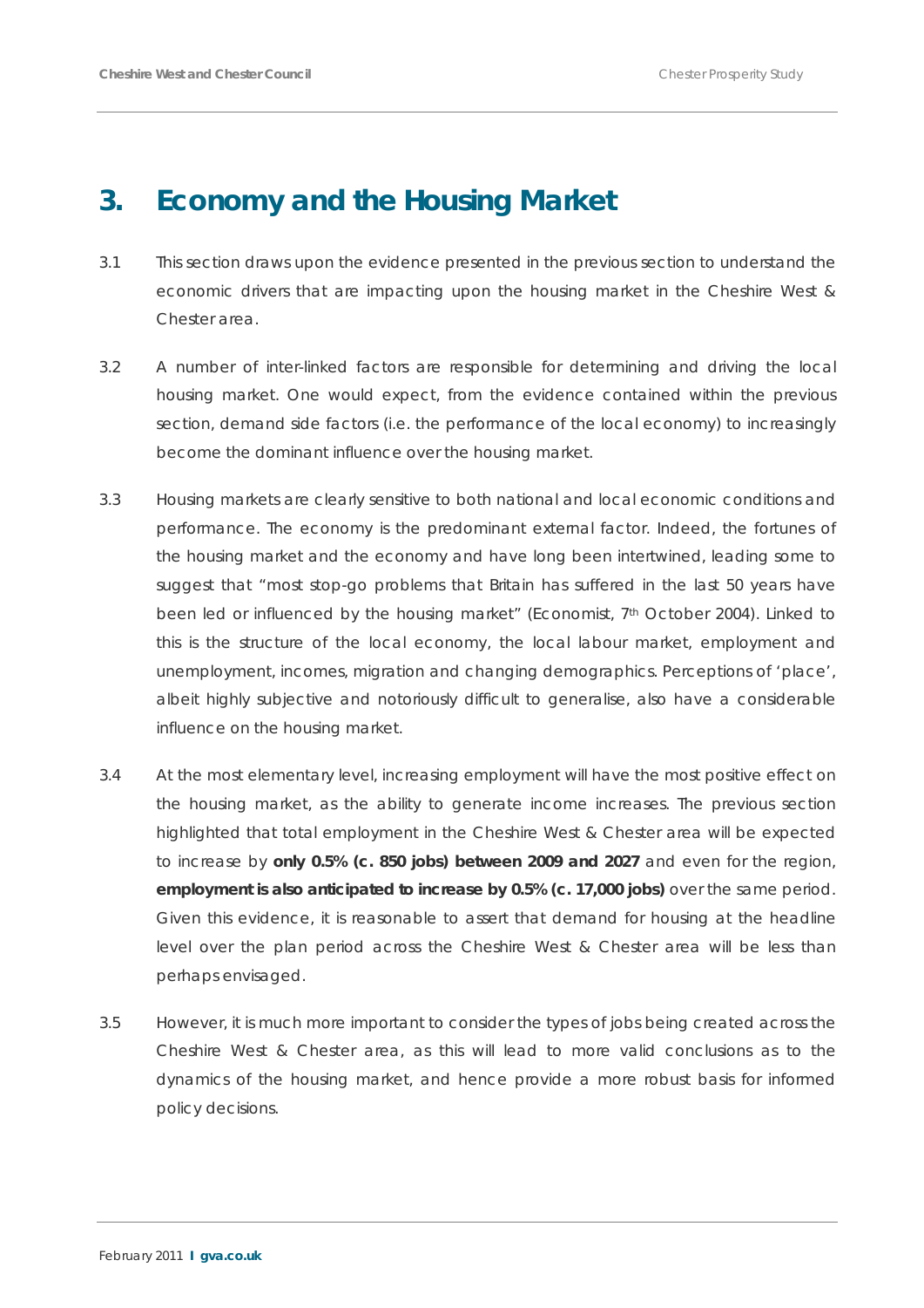# 3. Economy and the Housing Market

3.1 This section draws upon the evidence presented in the previous section to understand the economic drivers that are impacting upon the housing market in the Cheshire West & Chester area.

3.2 A number of inter-linked factors are responsible for determining and driving the local housing market. One would expect, from the evidence contained within the previous section, demand side factors (i.e. the performance of the local economy) to increasingly become the dominant influence over the housing market.

3.3 Housing markets are clearly sensitive to both national and local economic conditions and performance. The economy is the predominant external factor. Indeed, the fortunes of the housing market and the economy and have long been intertwined, leading some to suggest that "most stop-go problems that Britain has suffered in the last 50 years have been led or influenced by the housing market" (Economist, 7th October 2004). Linked to this is the structure of the local economy, the local labour market, employment and unemployment, incomes, migration and changing demographics. Perceptions of 'place', albeit highly subjective and notoriously difficult to generalise, also have a considerable influence on the housing market.

3.4 At the most elementary level, increasing employment will have the most positive effect on the housing market, as the ability to generate income increases. The previous section highlighted that total employment in the Cheshire West & Chester area will be expected to increase by **only 0.5% (c. 850 jobs) between 2009 and 2027** and even for the region, **employment is also anticipated to increase by 0.5% (c. 17,000 jobs)** over the same period. Given this evidence, it is reasonable to assert that demand for housing at the headline level over the plan period across the Cheshire West & Chester area will be less than perhaps envisaged.

3.5 However, it is much more important to consider the types of jobs being created across the Cheshire West & Chester area, as this will lead to more valid conclusions as to the dynamics of the housing market, and hence provide a more robust basis for informed policy decisions.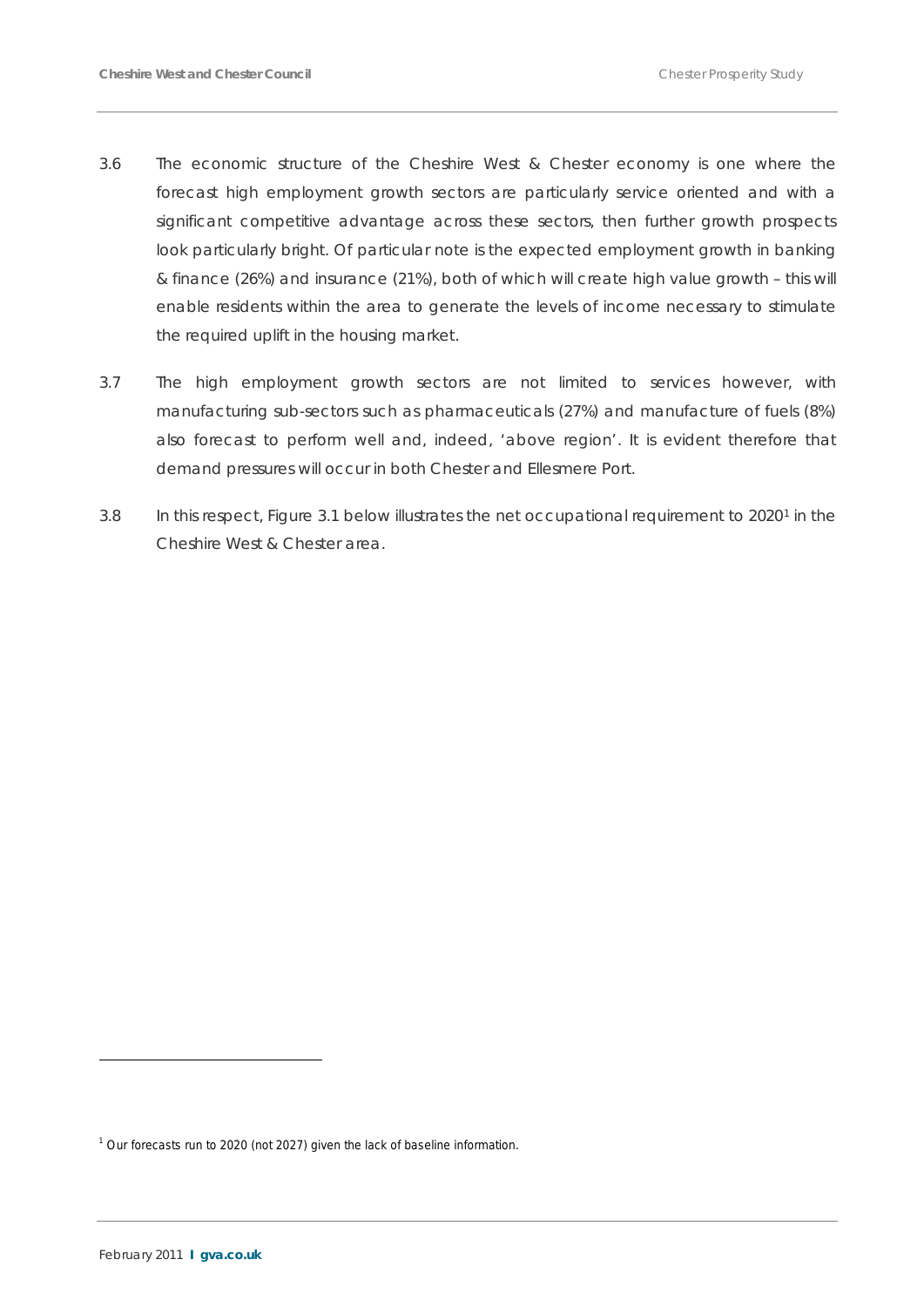3.6 The economic structure of the Cheshire West & Chester economy is one where the forecast high employment growth sectors are particularly service oriented and with a significant competitive advantage across these sectors, then further growth prospects look particularly bright. Of particular note is the expected employment growth in banking & finance (26%) and insurance (21%), both of which will create high value growth – this will enable residents within the area to generate the levels of income necessary to stimulate the required uplift in the housing market.

3.7 The high employment growth sectors are not limited to services however, with manufacturing sub-sectors such as pharmaceuticals (27%) and manufacture of fuels (8%) also forecast to perform well and, indeed, 'above region'. It is evident therefore that demand pressures will occur in both Chester and Ellesmere Port.

3.8 In this respect, Figure 3.1 below illustrates the net occupational requirement to 2020[1] in the Cheshire West & Chester area.

---

[1] Our forecasts run to 2020 (not 2027) given the lack of baseline information.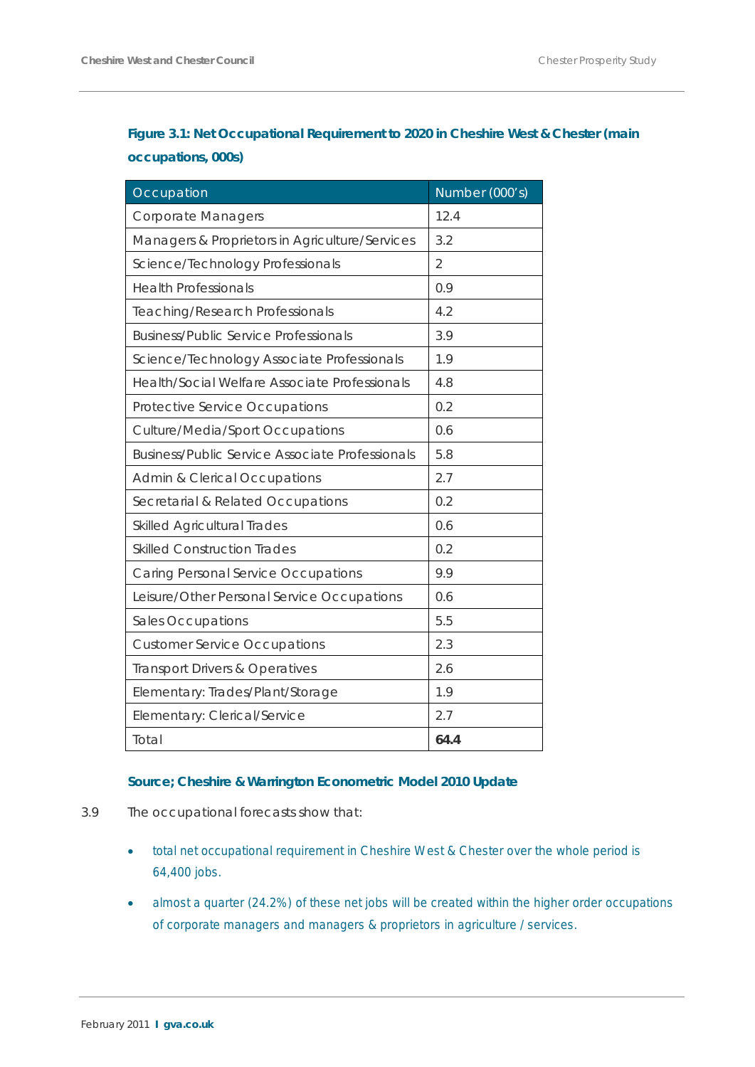**Figure 3.1: Net Occupational Requirement to 2020 in Cheshire West & Chester (main occupations, 000s)**

| Occupation | Number (000's) |
|---|---|
| Corporate Managers | 12.4 |
| Managers & Proprietors in Agriculture/Services | 3.2 |
| Science/Technology Professionals | 2 |
| Health Professionals | 0.9 |
| Teaching/Research Professionals | 4.2 |
| Business/Public Service Professionals | 3.9 |
| Science/Technology Associate Professionals | 1.9 |
| Health/Social Welfare Associate Professionals | 4.8 |
| Protective Service Occupations | 0.2 |
| Culture/Media/Sport Occupations | 0.6 |
| Business/Public Service Associate Professionals | 5.8 |
| Admin & Clerical Occupations | 2.7 |
| Secretarial & Related Occupations | 0.2 |
| Skilled Agricultural Trades | 0.6 |
| Skilled Construction Trades | 0.2 |
| Caring Personal Service Occupations | 9.9 |
| Leisure/Other Personal Service Occupations | 0.6 |
| Sales Occupations | 5.5 |
| Customer Service Occupations | 2.3 |
| Transport Drivers & Operatives | 2.6 |
| Elementary: Trades/Plant/Storage | 1.9 |
| Elementary: Clerical/Service | 2.7 |
| Total | **64.4** |

**Source; Cheshire & Warrington Econometric Model 2010 Update**

3.9 The occupational forecasts show that:

- total net occupational requirement in Cheshire West & Chester over the whole period is 64,400 jobs.
- almost a quarter (24.2%) of these net jobs will be created within the higher order occupations of corporate managers and managers & proprietors in agriculture / services.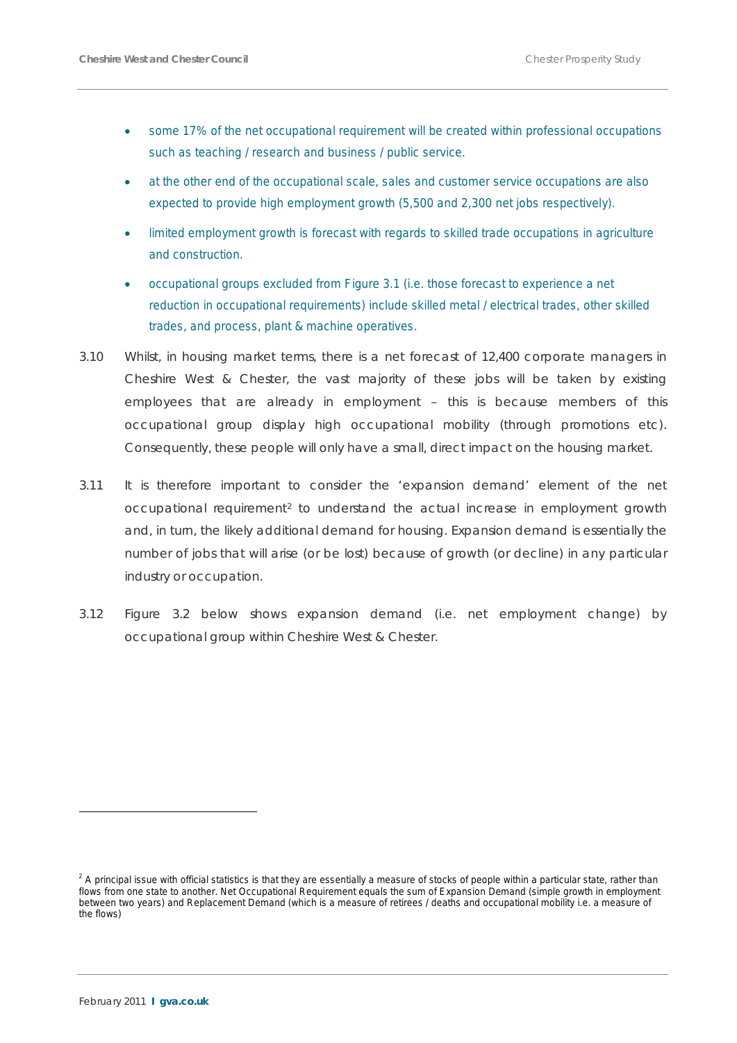- some 17% of the net occupational requirement will be created within professional occupations such as teaching / research and business / public service.
- at the other end of the occupational scale, sales and customer service occupations are also expected to provide high employment growth (5,500 and 2,300 net jobs respectively).
- limited employment growth is forecast with regards to skilled trade occupations in agriculture and construction.
- occupational groups excluded from Figure 3.1 (i.e. those forecast to experience a net reduction in occupational requirements) include skilled metal / electrical trades, other skilled trades, and process, plant & machine operatives.

3.10 Whilst, in housing market terms, there is a net forecast of 12,400 corporate managers in Cheshire West & Chester, the vast majority of these jobs will be taken by existing employees that are already in employment – this is because members of this occupational group display high occupational mobility (through promotions etc). Consequently, these people will only have a small, direct impact on the housing market.

3.11 It is therefore important to consider the 'expansion demand' element of the net occupational requirement[2] to understand the actual increase in employment growth and, in turn, the likely additional demand for housing. Expansion demand is essentially the number of jobs that will arise (or be lost) because of growth (or decline) in any particular industry or occupation.

3.12 Figure 3.2 below shows expansion demand (i.e. net employment change) by occupational group within Cheshire West & Chester.

[2] A principal issue with official statistics is that they are essentially a measure of stocks of people within a particular state, rather than flows from one state to another. Net Occupational Requirement equals the sum of Expansion Demand (simple growth in employment between two years) and Replacement Demand (which is a measure of retirees / deaths and occupational mobility i.e. a measure of the flows)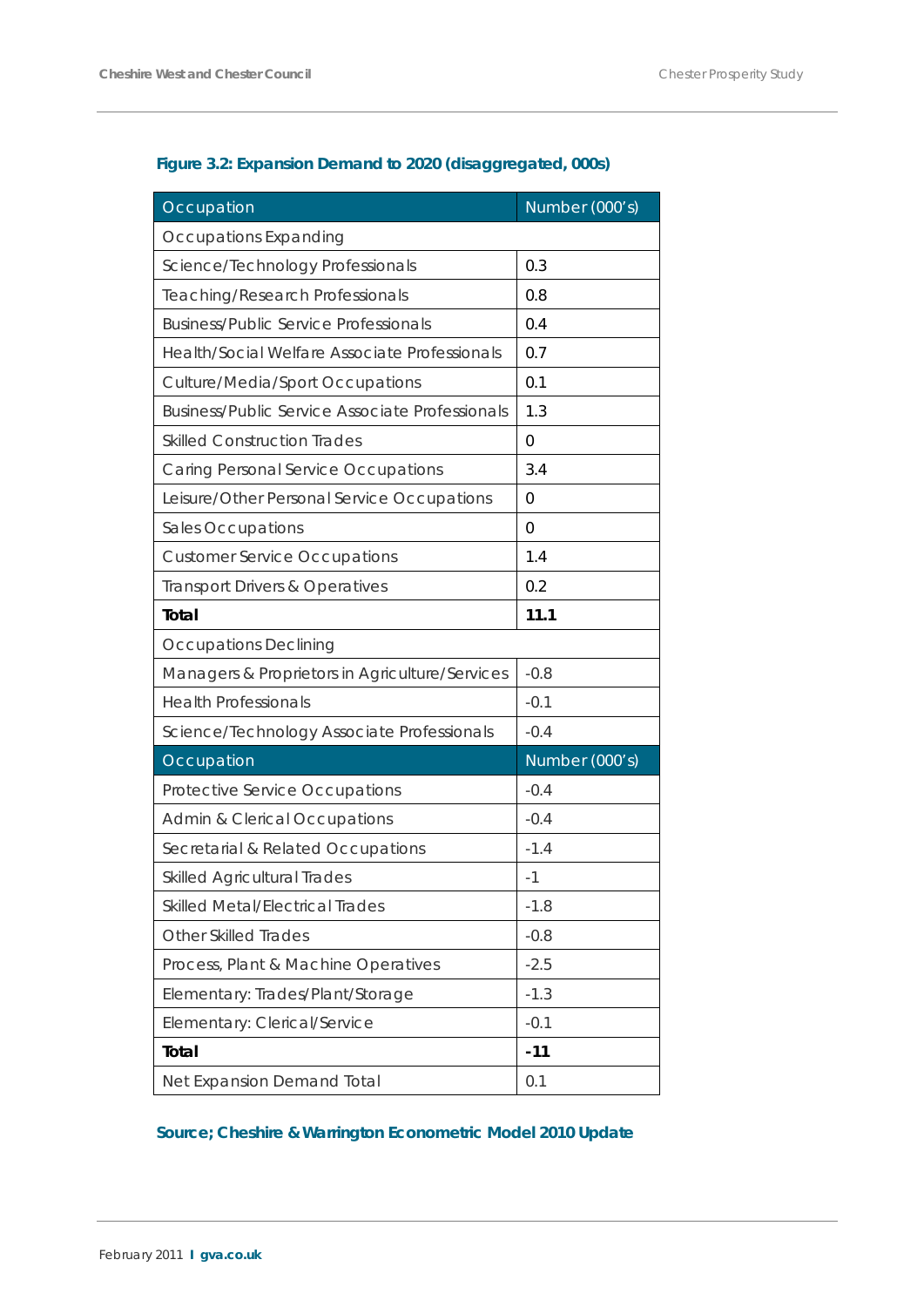**Figure 3.2: Expansion Demand to 2020 (disaggregated, 000s)**

| Occupation | Number (000's) |
|---|---|
| Occupations Expanding | |
| Science/Technology Professionals | 0.3 |
| Teaching/Research Professionals | 0.8 |
| Business/Public Service Professionals | 0.4 |
| Health/Social Welfare Associate Professionals | 0.7 |
| Culture/Media/Sport Occupations | 0.1 |
| Business/Public Service Associate Professionals | 1.3 |
| Skilled Construction Trades | 0 |
| Caring Personal Service Occupations | 3.4 |
| Leisure/Other Personal Service Occupations | 0 |
| Sales Occupations | 0 |
| Customer Service Occupations | 1.4 |
| Transport Drivers & Operatives | 0.2 |
| **Total** | **11.1** |
| Occupations Declining | |
| Managers & Proprietors in Agriculture/Services | -0.8 |
| Health Professionals | -0.1 |
| Science/Technology Associate Professionals | -0.4 |
| Occupation | Number (000's) |
| Protective Service Occupations | -0.4 |
| Admin & Clerical Occupations | -0.4 |
| Secretarial & Related Occupations | -1.4 |
| Skilled Agricultural Trades | -1 |
| Skilled Metal/Electrical Trades | -1.8 |
| Other Skilled Trades | -0.8 |
| Process, Plant & Machine Operatives | -2.5 |
| Elementary: Trades/Plant/Storage | -1.3 |
| Elementary: Clerical/Service | -0.1 |
| **Total** | **-11** |
| Net Expansion Demand Total | 0.1 |

**Source; Cheshire & Warrington Econometric Model 2010 Update**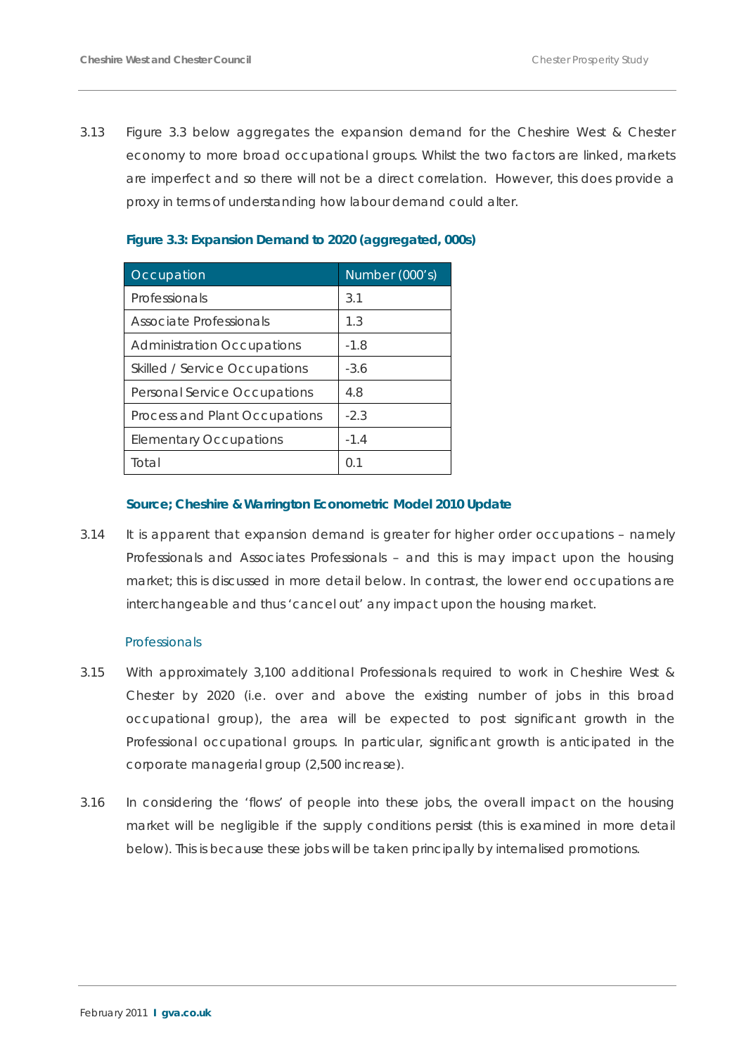3.13 Figure 3.3 below aggregates the expansion demand for the Cheshire West & Chester economy to more broad occupational groups. Whilst the two factors are linked, markets are imperfect and so there will not be a direct correlation. However, this does provide a proxy in terms of understanding how labour demand could alter.

**Figure 3.3: Expansion Demand to 2020 (aggregated, 000s)**

| Occupation | Number (000's) |
|---|---|
| Professionals | 3.1 |
| Associate Professionals | 1.3 |
| Administration Occupations | -1.8 |
| Skilled / Service Occupations | -3.6 |
| Personal Service Occupations | 4.8 |
| Process and Plant Occupations | -2.3 |
| Elementary Occupations | -1.4 |
| Total | 0.1 |

**Source; Cheshire & Warrington Econometric Model 2010 Update**

3.14 It is apparent that expansion demand is greater for higher order occupations – namely Professionals and Associates Professionals – and this is may impact upon the housing market; this is discussed in more detail below. In contrast, the lower end occupations are interchangeable and thus 'cancel out' any impact upon the housing market.

### Professionals

3.15 With approximately 3,100 additional Professionals required to work in Cheshire West & Chester by 2020 (i.e. over and above the existing number of jobs in this broad occupational group), the area will be expected to post significant growth in the Professional occupational groups. In particular, significant growth is anticipated in the corporate managerial group (2,500 increase).

3.16 In considering the 'flows' of people into these jobs, the overall impact on the housing market will be negligible if the supply conditions persist (this is examined in more detail below). This is because these jobs will be taken principally by internalised promotions.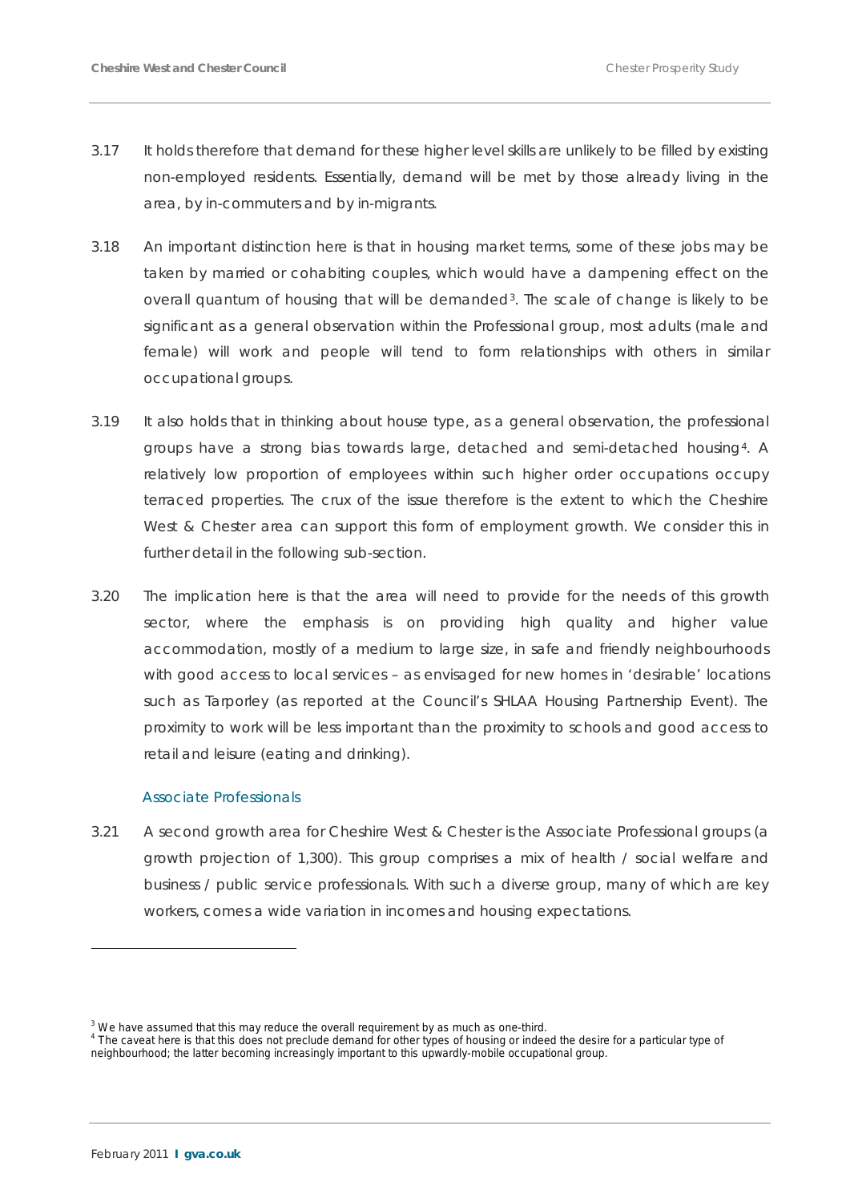3.17 It holds therefore that demand for these higher level skills are unlikely to be filled by existing non-employed residents. Essentially, demand will be met by those already living in the area, by in-commuters and by in-migrants.

3.18 An important distinction here is that in housing market terms, some of these jobs may be taken by married or cohabiting couples, which would have a dampening effect on the overall quantum of housing that will be demanded[3]. The scale of change is likely to be significant as a general observation within the Professional group, most adults (male and female) will work and people will tend to form relationships with others in similar occupational groups.

3.19 It also holds that in thinking about house type, as a general observation, the professional groups have a strong bias towards large, detached and semi-detached housing[4]. A relatively low proportion of employees within such higher order occupations occupy terraced properties. The crux of the issue therefore is the extent to which the Cheshire West & Chester area can support this form of employment growth. We consider this in further detail in the following sub-section.

3.20 The implication here is that the area will need to provide for the needs of this growth sector, where the emphasis is on providing high quality and higher value accommodation, mostly of a medium to large size, in safe and friendly neighbourhoods with good access to local services – as envisaged for new homes in 'desirable' locations such as Tarporley (as reported at the Council's SHLAA Housing Partnership Event). The proximity to work will be less important than the proximity to schools and good access to retail and leisure (eating and drinking).

### Associate Professionals

3.21 A second growth area for Cheshire West & Chester is the Associate Professional groups (a growth projection of 1,300). This group comprises a mix of health / social welfare and business / public service professionals. With such a diverse group, many of which are key workers, comes a wide variation in incomes and housing expectations.

---

[3] We have assumed that this may reduce the overall requirement by as much as one-third.

[4] The caveat here is that this does not preclude demand for other types of housing or indeed the desire for a particular type of neighbourhood; the latter becoming increasingly important to this upwardly-mobile occupational group.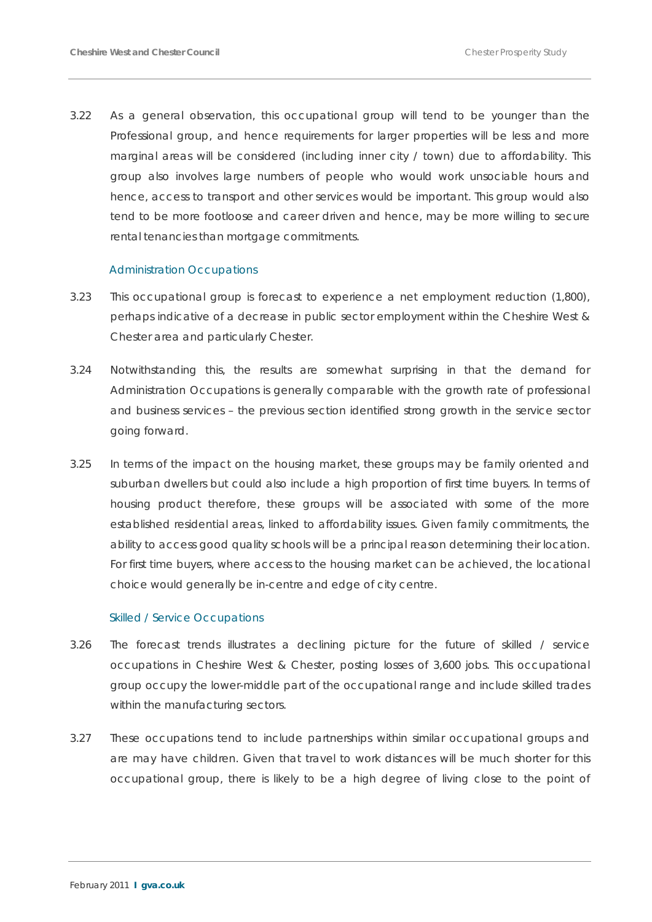3.22 As a general observation, this occupational group will tend to be younger than the Professional group, and hence requirements for larger properties will be less and more marginal areas will be considered (including inner city / town) due to affordability. This group also involves large numbers of people who would work unsociable hours and hence, access to transport and other services would be important. This group would also tend to be more footloose and career driven and hence, may be more willing to secure rental tenancies than mortgage commitments.

### Administration Occupations

3.23 This occupational group is forecast to experience a net employment reduction (1,800), perhaps indicative of a decrease in public sector employment within the Cheshire West & Chester area and particularly Chester.

3.24 Notwithstanding this, the results are somewhat surprising in that the demand for Administration Occupations is generally comparable with the growth rate of professional and business services – the previous section identified strong growth in the service sector going forward.

3.25 In terms of the impact on the housing market, these groups may be family oriented and suburban dwellers but could also include a high proportion of first time buyers. In terms of housing product therefore, these groups will be associated with some of the more established residential areas, linked to affordability issues. Given family commitments, the ability to access good quality schools will be a principal reason determining their location. For first time buyers, where access to the housing market can be achieved, the locational choice would generally be in-centre and edge of city centre.

### Skilled / Service Occupations

3.26 The forecast trends illustrates a declining picture for the future of skilled / service occupations in Cheshire West & Chester, posting losses of 3,600 jobs. This occupational group occupy the lower-middle part of the occupational range and include skilled trades within the manufacturing sectors.

3.27 These occupations tend to include partnerships within similar occupational groups and are may have children. Given that travel to work distances will be much shorter for this occupational group, there is likely to be a high degree of living close to the point of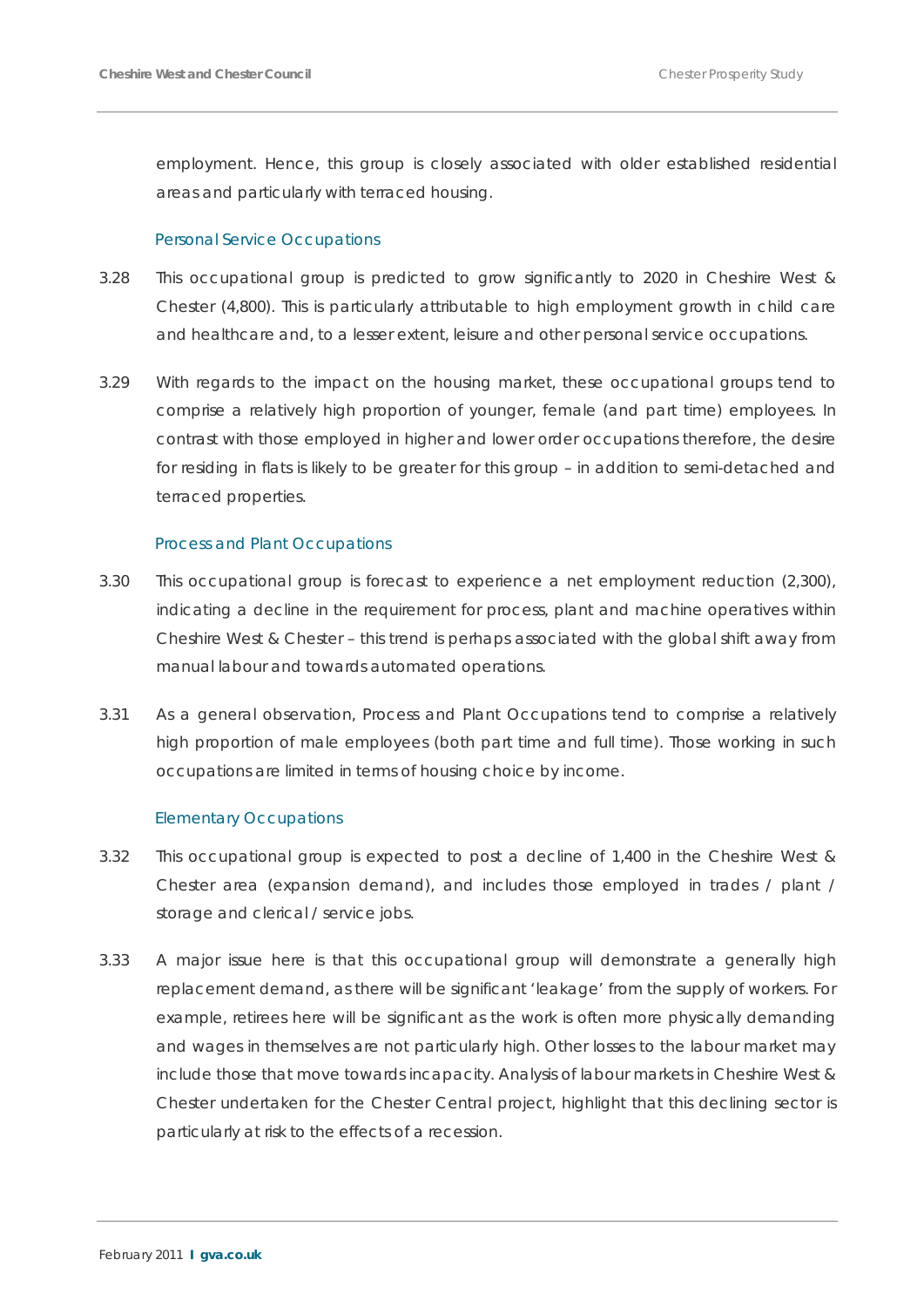employment. Hence, this group is closely associated with older established residential areas and particularly with terraced housing.

### Personal Service Occupations

3.28 This occupational group is predicted to grow significantly to 2020 in Cheshire West & Chester (4,800). This is particularly attributable to high employment growth in child care and healthcare and, to a lesser extent, leisure and other personal service occupations.

3.29 With regards to the impact on the housing market, these occupational groups tend to comprise a relatively high proportion of younger, female (and part time) employees. In contrast with those employed in higher and lower order occupations therefore, the desire for residing in flats is likely to be greater for this group – in addition to semi-detached and terraced properties.

### Process and Plant Occupations

3.30 This occupational group is forecast to experience a net employment reduction (2,300), indicating a decline in the requirement for process, plant and machine operatives within Cheshire West & Chester – this trend is perhaps associated with the global shift away from manual labour and towards automated operations.

3.31 As a general observation, Process and Plant Occupations tend to comprise a relatively high proportion of male employees (both part time and full time). Those working in such occupations are limited in terms of housing choice by income.

### Elementary Occupations

3.32 This occupational group is expected to post a decline of 1,400 in the Cheshire West & Chester area (expansion demand), and includes those employed in trades / plant / storage and clerical / service jobs.

3.33 A major issue here is that this occupational group will demonstrate a generally high replacement demand, as there will be significant 'leakage' from the supply of workers. For example, retirees here will be significant as the work is often more physically demanding and wages in themselves are not particularly high. Other losses to the labour market may include those that move towards incapacity. Analysis of labour markets in Cheshire West & Chester undertaken for the Chester Central project, highlight that this declining sector is particularly at risk to the effects of a recession.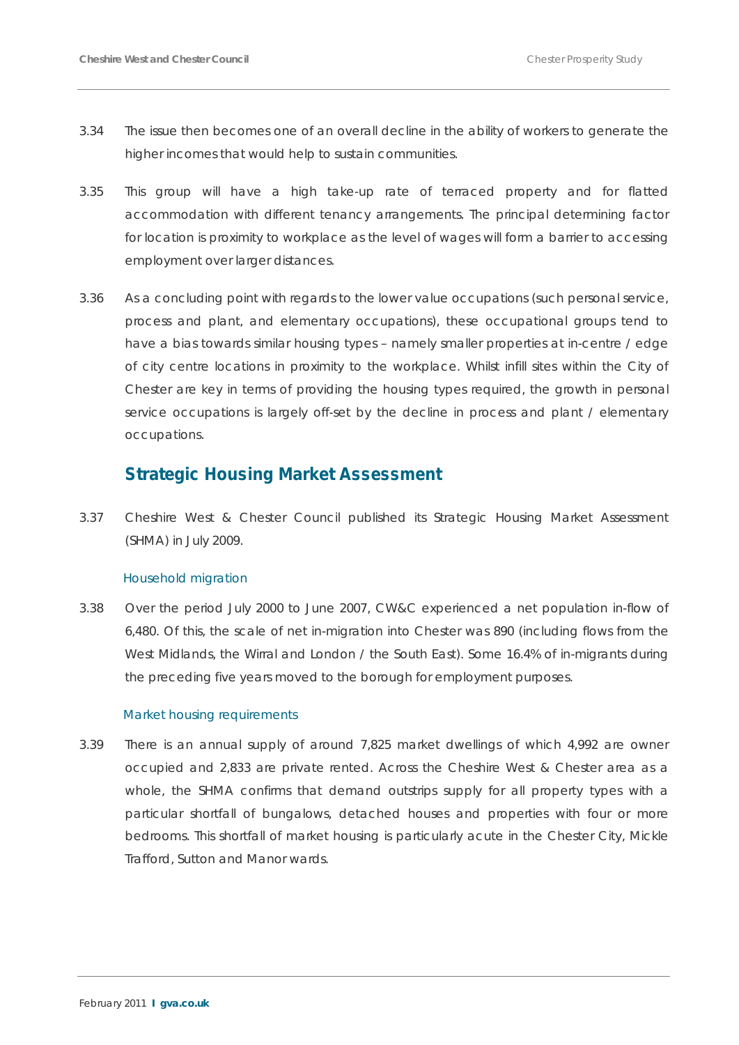3.34 The issue then becomes one of an overall decline in the ability of workers to generate the higher incomes that would help to sustain communities.

3.35 This group will have a high take-up rate of terraced property and for flatted accommodation with different tenancy arrangements. The principal determining factor for location is proximity to workplace as the level of wages will form a barrier to accessing employment over larger distances.

3.36 As a concluding point with regards to the lower value occupations (such personal service, process and plant, and elementary occupations), these occupational groups tend to have a bias towards similar housing types – namely smaller properties at in-centre / edge of city centre locations in proximity to the workplace. Whilst infill sites within the City of Chester are key in terms of providing the housing types required, the growth in personal service occupations is largely off-set by the decline in process and plant / elementary occupations.

## Strategic Housing Market Assessment

3.37 Cheshire West & Chester Council published its Strategic Housing Market Assessment (SHMA) in July 2009.

### Household migration

3.38 Over the period July 2000 to June 2007, CW&C experienced a net population in-flow of 6,480. Of this, the scale of net in-migration into Chester was 890 (including flows from the West Midlands, the Wirral and London / the South East). Some 16.4% of in-migrants during the preceding five years moved to the borough for employment purposes.

### Market housing requirements

3.39 There is an annual supply of around 7,825 market dwellings of which 4,992 are owner occupied and 2,833 are private rented. Across the Cheshire West & Chester area as a whole, the SHMA confirms that demand outstrips supply for all property types with a particular shortfall of bungalows, detached houses and properties with four or more bedrooms. This shortfall of market housing is particularly acute in the Chester City, Mickle Trafford, Sutton and Manor wards.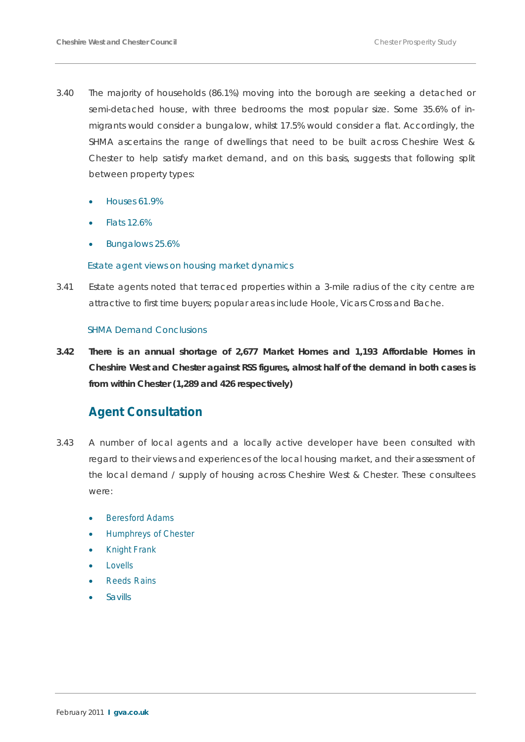3.40 The majority of households (86.1%) moving into the borough are seeking a detached or semi-detached house, with three bedrooms the most popular size. Some 35.6% of in-migrants would consider a bungalow, whilst 17.5% would consider a flat. Accordingly, the SHMA ascertains the range of dwellings that need to be built across Cheshire West & Chester to help satisfy market demand, and on this basis, suggests that following split between property types:

- Houses 61.9%
- Flats 12.6%
- Bungalows 25.6%

### Estate agent views on housing market dynamics

3.41 Estate agents noted that terraced properties within a 3-mile radius of the city centre are attractive to first time buyers; popular areas include Hoole, Vicars Cross and Bache.

### SHMA Demand Conclusions

**3.42 There is an annual shortage of 2,677 Market Homes and 1,193 Affordable Homes in Cheshire West and Chester against RSS figures, almost half of the demand in both cases is from within Chester (1,289 and 426 respectively)**

## Agent Consultation

3.43 A number of local agents and a locally active developer have been consulted with regard to their views and experiences of the local housing market, and their assessment of the local demand / supply of housing across Cheshire West & Chester. These consultees were:

- Beresford Adams
- Humphreys of Chester
- Knight Frank
- Lovells
- Reeds Rains
- Savills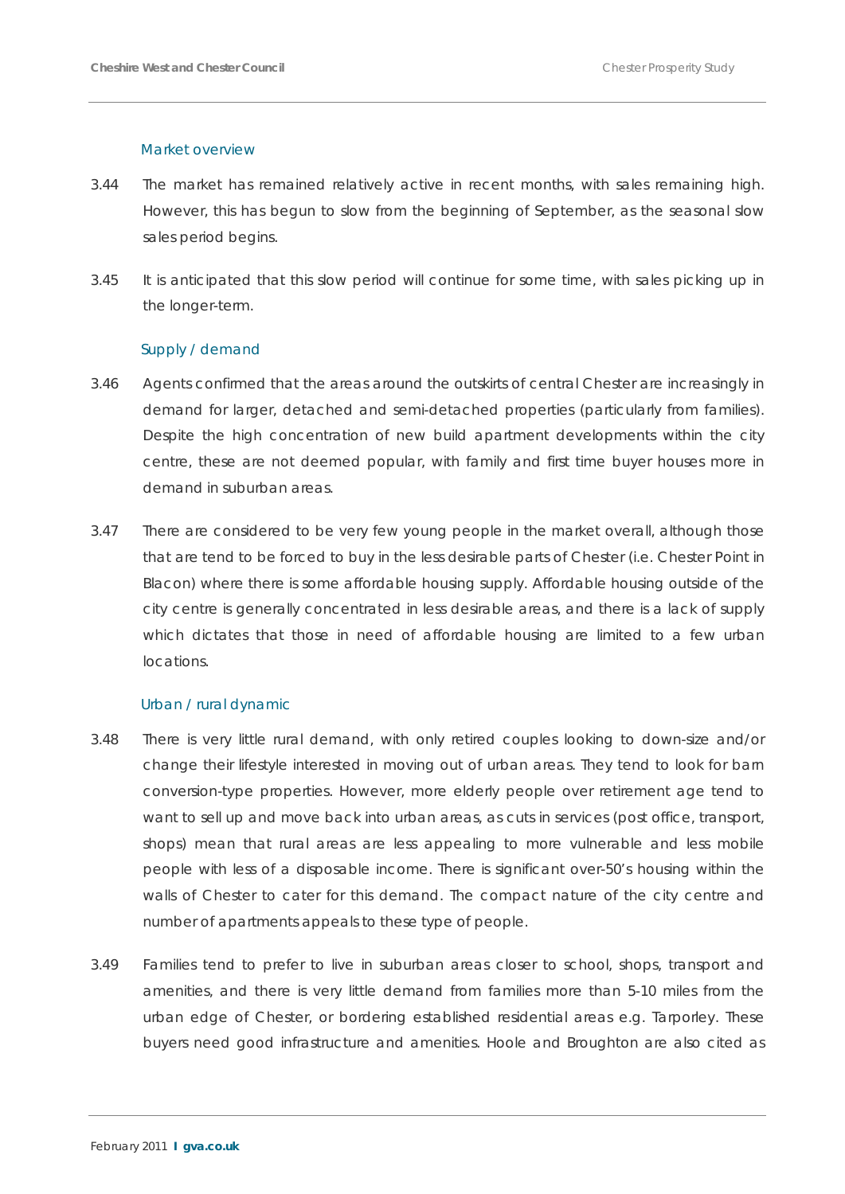### Market overview

3.44 The market has remained relatively active in recent months, with sales remaining high. However, this has begun to slow from the beginning of September, as the seasonal slow sales period begins.

3.45 It is anticipated that this slow period will continue for some time, with sales picking up in the longer-term.

### Supply / demand

3.46 Agents confirmed that the areas around the outskirts of central Chester are increasingly in demand for larger, detached and semi-detached properties (particularly from families). Despite the high concentration of new build apartment developments within the city centre, these are not deemed popular, with family and first time buyer houses more in demand in suburban areas.

3.47 There are considered to be very few young people in the market overall, although those that are tend to be forced to buy in the less desirable parts of Chester (i.e. Chester Point in Blacon) where there is some affordable housing supply. Affordable housing outside of the city centre is generally concentrated in less desirable areas, and there is a lack of supply which dictates that those in need of affordable housing are limited to a few urban locations.

### Urban / rural dynamic

3.48 There is very little rural demand, with only retired couples looking to down-size and/or change their lifestyle interested in moving out of urban areas. They tend to look for barn conversion-type properties. However, more elderly people over retirement age tend to want to sell up and move back into urban areas, as cuts in services (post office, transport, shops) mean that rural areas are less appealing to more vulnerable and less mobile people with less of a disposable income. There is significant over-50's housing within the walls of Chester to cater for this demand. The compact nature of the city centre and number of apartments appeals to these type of people.

3.49 Families tend to prefer to live in suburban areas closer to school, shops, transport and amenities, and there is very little demand from families more than 5-10 miles from the urban edge of Chester, or bordering established residential areas e.g. Tarporley. These buyers need good infrastructure and amenities. Hoole and Broughton are also cited as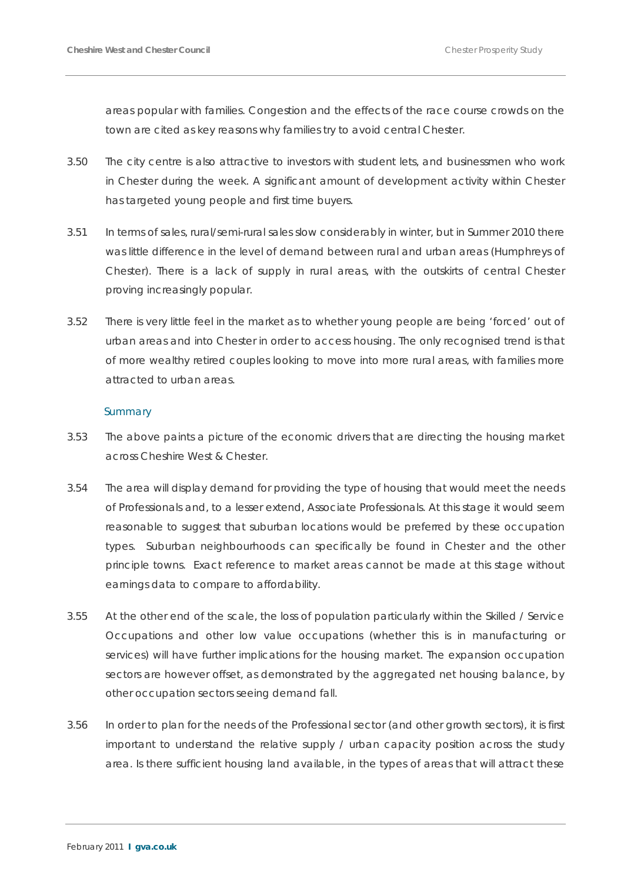areas popular with families. Congestion and the effects of the race course crowds on the town are cited as key reasons why families try to avoid central Chester.

3.50 The city centre is also attractive to investors with student lets, and businessmen who work in Chester during the week. A significant amount of development activity within Chester has targeted young people and first time buyers.

3.51 In terms of sales, rural/semi-rural sales slow considerably in winter, but in Summer 2010 there was little difference in the level of demand between rural and urban areas (Humphreys of Chester). There is a lack of supply in rural areas, with the outskirts of central Chester proving increasingly popular.

3.52 There is very little feel in the market as to whether young people are being 'forced' out of urban areas and into Chester in order to access housing. The only recognised trend is that of more wealthy retired couples looking to move into more rural areas, with families more attracted to urban areas.

### Summary

3.53 The above paints a picture of the economic drivers that are directing the housing market across Cheshire West & Chester.

3.54 The area will display demand for providing the type of housing that would meet the needs of Professionals and, to a lesser extend, Associate Professionals. At this stage it would seem reasonable to suggest that suburban locations would be preferred by these occupation types. Suburban neighbourhoods can specifically be found in Chester and the other principle towns. Exact reference to market areas cannot be made at this stage without earnings data to compare to affordability.

3.55 At the other end of the scale, the loss of population particularly within the Skilled / Service Occupations and other low value occupations (whether this is in manufacturing or services) will have further implications for the housing market. The expansion occupation sectors are however offset, as demonstrated by the aggregated net housing balance, by other occupation sectors seeing demand fall.

3.56 In order to plan for the needs of the Professional sector (and other growth sectors), it is first important to understand the relative supply / urban capacity position across the study area. Is there sufficient housing land available, in the types of areas that will attract these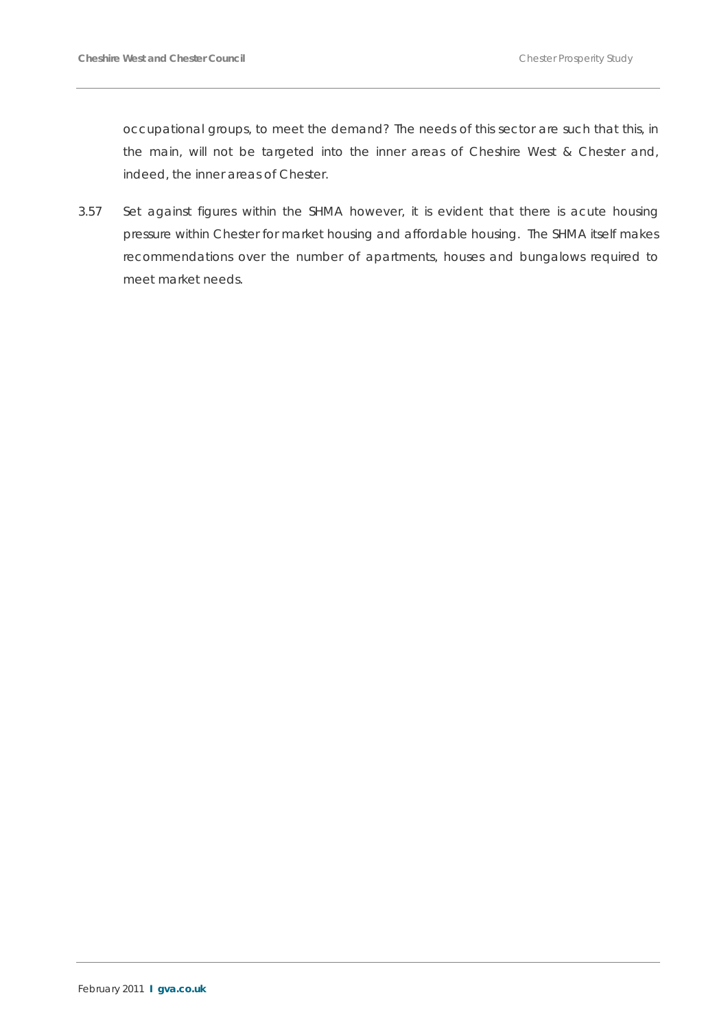occupational groups, to meet the demand? The needs of this sector are such that this, in the main, will not be targeted into the inner areas of Cheshire West & Chester and, indeed, the inner areas of Chester.

3.57 Set against figures within the SHMA however, it is evident that there is acute housing pressure within Chester for market housing and affordable housing. The SHMA itself makes recommendations over the number of apartments, houses and bungalows required to meet market needs.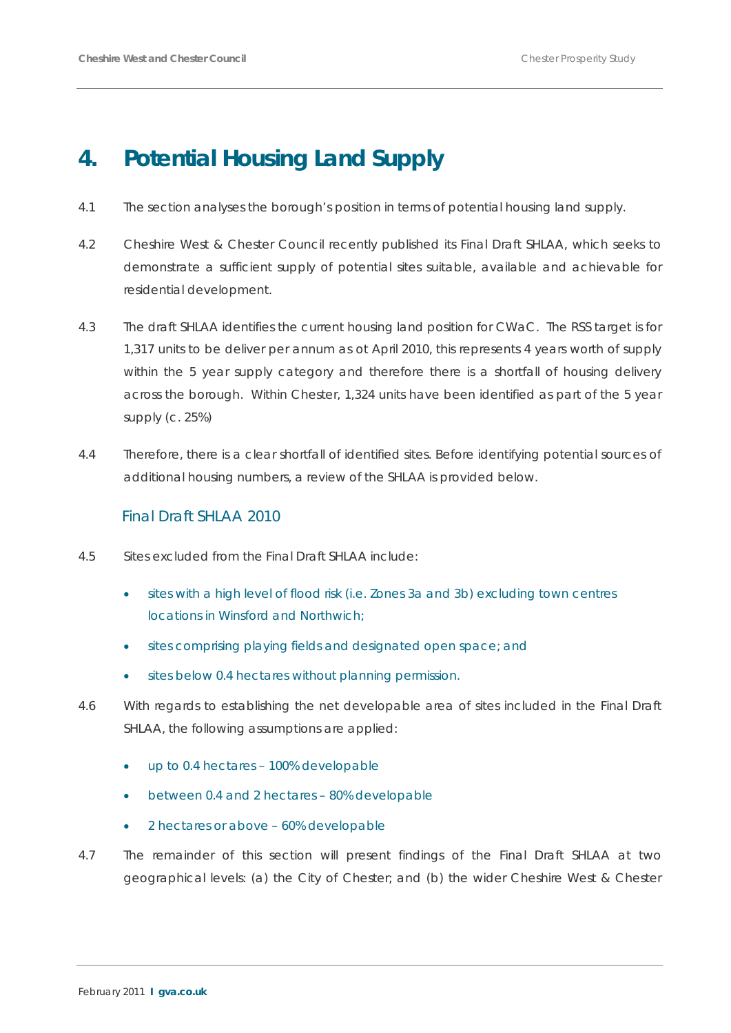# 4. Potential Housing Land Supply

4.1 The section analyses the borough's position in terms of potential housing land supply.

4.2 Cheshire West & Chester Council recently published its Final Draft SHLAA, which seeks to demonstrate a sufficient supply of potential sites suitable, available and achievable for residential development.

4.3 The draft SHLAA identifies the current housing land position for CWaC. The RSS target is for 1,317 units to be deliver per annum as ot April 2010, this represents 4 years worth of supply within the 5 year supply category and therefore there is a shortfall of housing delivery across the borough. Within Chester, 1,324 units have been identified as part of the 5 year supply (c. 25%)

4.4 Therefore, there is a clear shortfall of identified sites. Before identifying potential sources of additional housing numbers, a review of the SHLAA is provided below.

## Final Draft SHLAA 2010

4.5 Sites excluded from the Final Draft SHLAA include:

- sites with a high level of flood risk (i.e. Zones 3a and 3b) excluding town centres locations in Winsford and Northwich;
- sites comprising playing fields and designated open space; and
- sites below 0.4 hectares without planning permission.

4.6 With regards to establishing the net developable area of sites included in the Final Draft SHLAA, the following assumptions are applied:

- up to 0.4 hectares – 100% developable
- between 0.4 and 2 hectares – 80% developable
- 2 hectares or above – 60% developable

4.7 The remainder of this section will present findings of the Final Draft SHLAA at two geographical levels: (a) the City of Chester; and (b) the wider Cheshire West & Chester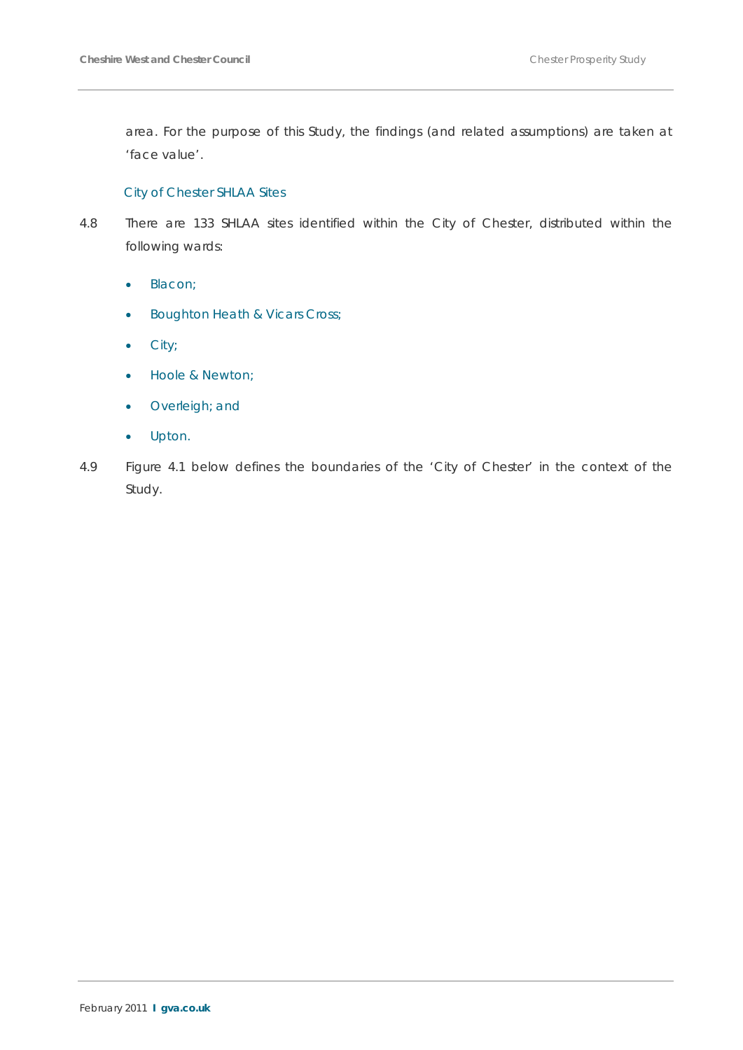area. For the purpose of this Study, the findings (and related assumptions) are taken at 'face value'.

### City of Chester SHLAA Sites

4.8 There are 133 SHLAA sites identified within the City of Chester, distributed within the following wards:

- Blacon;
- Boughton Heath & Vicars Cross;
- City;
- Hoole & Newton;
- Overleigh; and
- Upton.

4.9 Figure 4.1 below defines the boundaries of the 'City of Chester' in the context of the Study.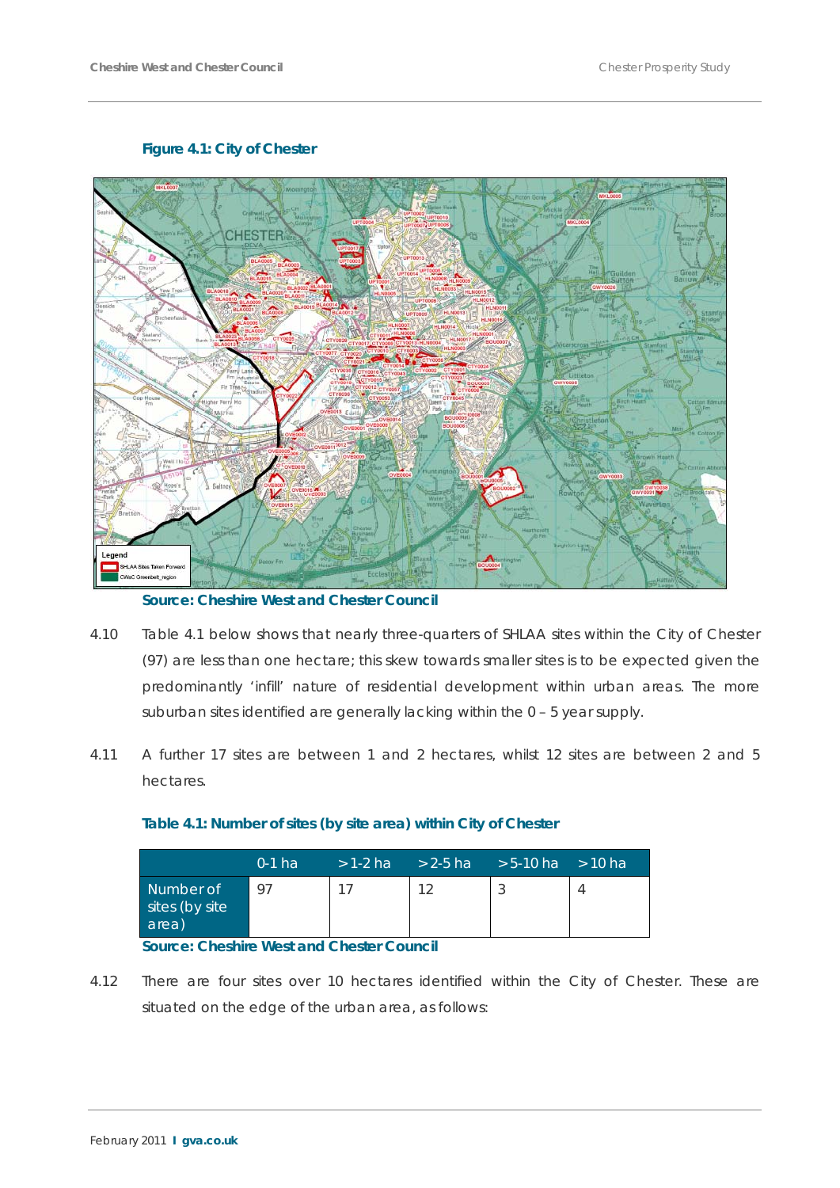**Figure 4.1: City of Chester**

**Source: Cheshire West and Chester Council**

4.10 Table 4.1 below shows that nearly three-quarters of SHLAA sites within the City of Chester (97) are less than one hectare; this skew towards smaller sites is to be expected given the predominantly 'infill' nature of residential development within urban areas. The more suburban sites identified are generally lacking within the 0 – 5 year supply.

4.11 A further 17 sites are between 1 and 2 hectares, whilst 12 sites are between 2 and 5 hectares.

**Table 4.1: Number of sites (by site area) within City of Chester**

| | 0-1 ha | >1-2 ha | >2-5 ha | >5-10 ha | >10 ha |
|---|---|---|---|---|---|
| Number of sites (by site area) | 97 | 17 | 12 | 3 | 4 |

**Source: Cheshire West and Chester Council**

4.12 There are four sites over 10 hectares identified within the City of Chester. These are situated on the edge of the urban area, as follows: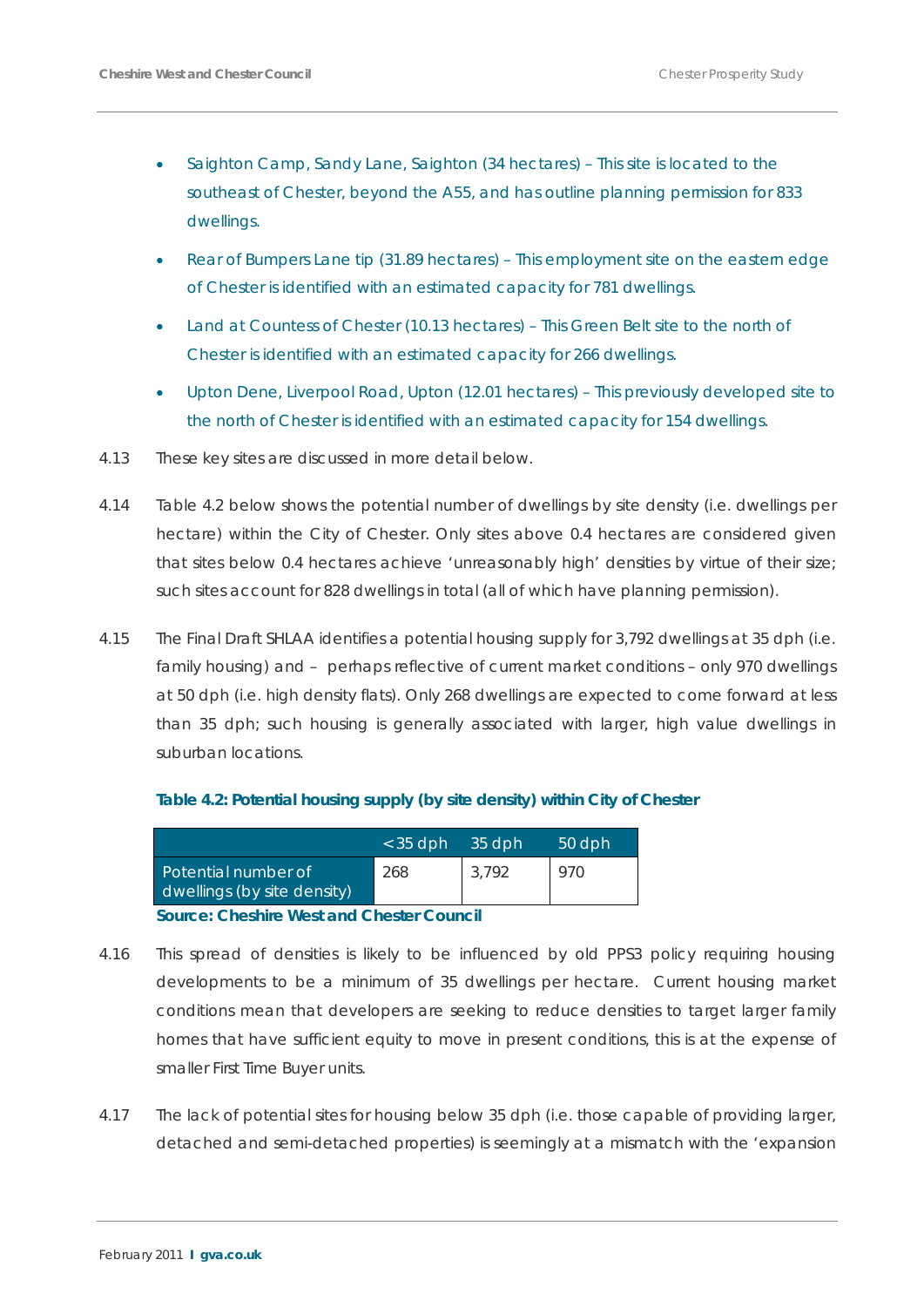- Saighton Camp, Sandy Lane, Saighton (34 hectares) – This site is located to the southeast of Chester, beyond the A55, and has outline planning permission for 833 dwellings.
- Rear of Bumpers Lane tip (31.89 hectares) – This employment site on the eastern edge of Chester is identified with an estimated capacity for 781 dwellings.
- Land at Countess of Chester (10.13 hectares) – This Green Belt site to the north of Chester is identified with an estimated capacity for 266 dwellings.
- Upton Dene, Liverpool Road, Upton (12.01 hectares) – This previously developed site to the north of Chester is identified with an estimated capacity for 154 dwellings.

4.13 These key sites are discussed in more detail below.

4.14 Table 4.2 below shows the potential number of dwellings by site density (i.e. dwellings per hectare) within the City of Chester. Only sites above 0.4 hectares are considered given that sites below 0.4 hectares achieve 'unreasonably high' densities by virtue of their size; such sites account for 828 dwellings in total (all of which have planning permission).

4.15 The Final Draft SHLAA identifies a potential housing supply for 3,792 dwellings at 35 dph (i.e. family housing) and – perhaps reflective of current market conditions – only 970 dwellings at 50 dph (i.e. high density flats). Only 268 dwellings are expected to come forward at less than 35 dph; such housing is generally associated with larger, high value dwellings in suburban locations.

**Table 4.2: Potential housing supply (by site density) within City of Chester**

| | <35 dph | 35 dph | 50 dph |
|---|---|---|---|
| Potential number of dwellings (by site density) | 268 | 3,792 | 970 |

**Source: Cheshire West and Chester Council**

4.16 This spread of densities is likely to be influenced by old PPS3 policy requiring housing developments to be a minimum of 35 dwellings per hectare. Current housing market conditions mean that developers are seeking to reduce densities to target larger family homes that have sufficient equity to move in present conditions, this is at the expense of smaller First Time Buyer units.

4.17 The lack of potential sites for housing below 35 dph (i.e. those capable of providing larger, detached and semi-detached properties) is seemingly at a mismatch with the 'expansion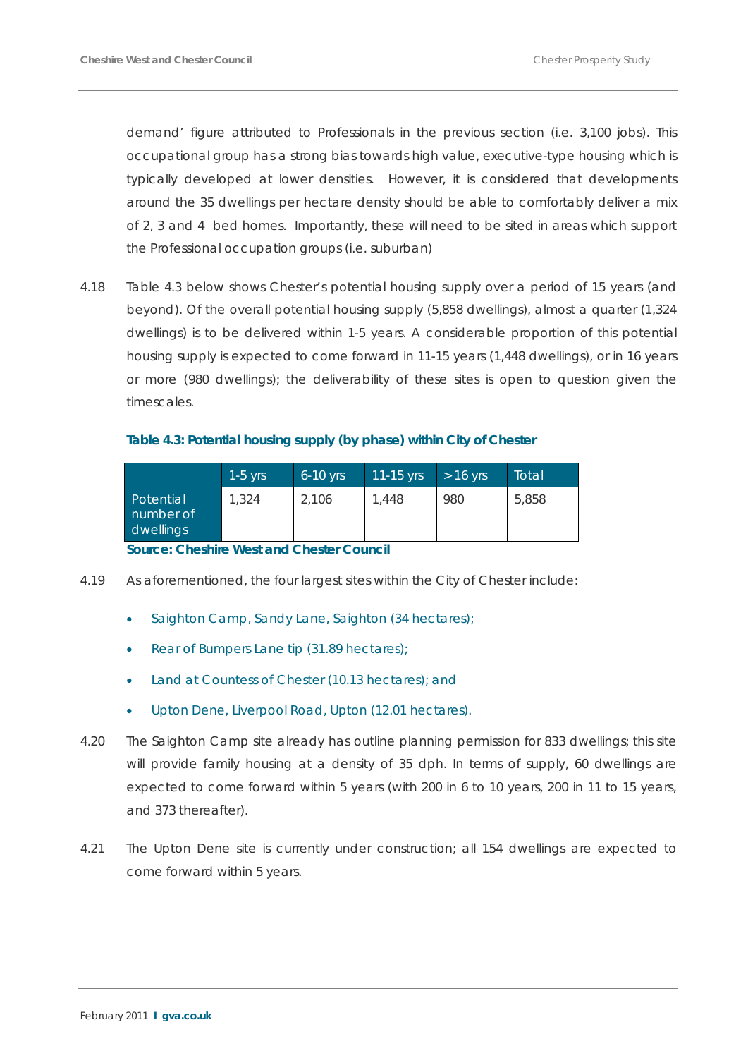demand' figure attributed to Professionals in the previous section (i.e. 3,100 jobs). This occupational group has a strong bias towards high value, executive-type housing which is typically developed at lower densities. However, it is considered that developments around the 35 dwellings per hectare density should be able to comfortably deliver a mix of 2, 3 and 4 bed homes. Importantly, these will need to be sited in areas which support the Professional occupation groups (i.e. suburban)

4.18 Table 4.3 below shows Chester's potential housing supply over a period of 15 years (and beyond). Of the overall potential housing supply (5,858 dwellings), almost a quarter (1,324 dwellings) is to be delivered within 1-5 years. A considerable proportion of this potential housing supply is expected to come forward in 11-15 years (1,448 dwellings), or in 16 years or more (980 dwellings); the deliverability of these sites is open to question given the timescales.

**Table 4.3: Potential housing supply (by phase) within City of Chester**

| | 1-5 yrs | 6-10 yrs | 11-15 yrs | > 16 yrs | Total |
|---|---|---|---|---|---|
| Potential number of dwellings | 1,324 | 2,106 | 1,448 | 980 | 5,858 |

**Source: Cheshire West and Chester Council**

4.19 As aforementioned, the four largest sites within the City of Chester include:

- Saighton Camp, Sandy Lane, Saighton (34 hectares);
- Rear of Bumpers Lane tip (31.89 hectares);
- Land at Countess of Chester (10.13 hectares); and
- Upton Dene, Liverpool Road, Upton (12.01 hectares).

4.20 The Saighton Camp site already has outline planning permission for 833 dwellings; this site will provide family housing at a density of 35 dph. In terms of supply, 60 dwellings are expected to come forward within 5 years (with 200 in 6 to 10 years, 200 in 11 to 15 years, and 373 thereafter).

4.21 The Upton Dene site is currently under construction; all 154 dwellings are expected to come forward within 5 years.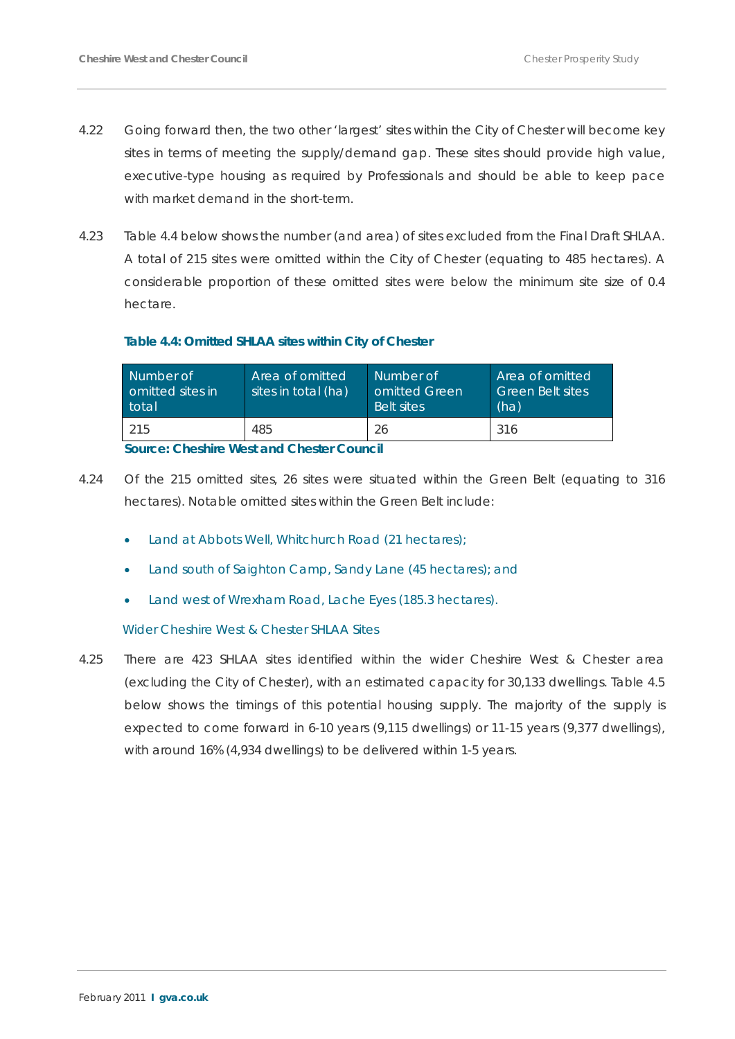4.22 Going forward then, the two other 'largest' sites within the City of Chester will become key sites in terms of meeting the supply/demand gap. These sites should provide high value, executive-type housing as required by Professionals and should be able to keep pace with market demand in the short-term.

4.23 Table 4.4 below shows the number (and area) of sites excluded from the Final Draft SHLAA. A total of 215 sites were omitted within the City of Chester (equating to 485 hectares). A considerable proportion of these omitted sites were below the minimum site size of 0.4 hectare.

**Table 4.4: Omitted SHLAA sites within City of Chester**

| Number of omitted sites in total | Area of omitted sites in total (ha) | Number of omitted Green Belt sites | Area of omitted Green Belt sites (ha) |
|---|---|---|---|
| 215 | 485 | 26 | 316 |

**Source: Cheshire West and Chester Council**

4.24 Of the 215 omitted sites, 26 sites were situated within the Green Belt (equating to 316 hectares). Notable omitted sites within the Green Belt include:

- Land at Abbots Well, Whitchurch Road (21 hectares);
- Land south of Saighton Camp, Sandy Lane (45 hectares); and
- Land west of Wrexham Road, Lache Eyes (185.3 hectares).

### Wider Cheshire West & Chester SHLAA Sites

4.25 There are 423 SHLAA sites identified within the wider Cheshire West & Chester area (excluding the City of Chester), with an estimated capacity for 30,133 dwellings. Table 4.5 below shows the timings of this potential housing supply. The majority of the supply is expected to come forward in 6-10 years (9,115 dwellings) or 11-15 years (9,377 dwellings), with around 16% (4,934 dwellings) to be delivered within 1-5 years.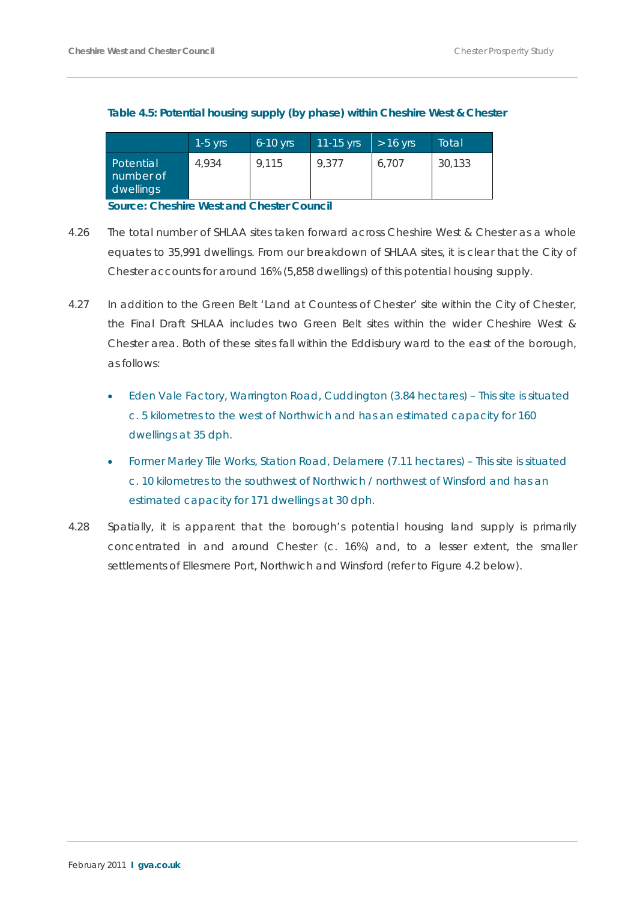**Table 4.5: Potential housing supply (by phase) within Cheshire West & Chester**

| | 1-5 yrs | 6-10 yrs | 11-15 yrs | > 16 yrs | Total |
|---|---|---|---|---|---|
| Potential number of dwellings | 4,934 | 9,115 | 9,377 | 6,707 | 30,133 |

**Source: Cheshire West and Chester Council**

4.26 The total number of SHLAA sites taken forward across Cheshire West & Chester as a whole equates to 35,991 dwellings. From our breakdown of SHLAA sites, it is clear that the City of Chester accounts for around 16% (5,858 dwellings) of this potential housing supply.

4.27 In addition to the Green Belt 'Land at Countess of Chester' site within the City of Chester, the Final Draft SHLAA includes two Green Belt sites within the wider Cheshire West & Chester area. Both of these sites fall within the Eddisbury ward to the east of the borough, as follows:

- Eden Vale Factory, Warrington Road, Cuddington (3.84 hectares) – This site is situated c. 5 kilometres to the west of Northwich and has an estimated capacity for 160 dwellings at 35 dph.
- Former Marley Tile Works, Station Road, Delamere (7.11 hectares) – This site is situated c. 10 kilometres to the southwest of Northwich / northwest of Winsford and has an estimated capacity for 171 dwellings at 30 dph.

4.28 Spatially, it is apparent that the borough's potential housing land supply is primarily concentrated in and around Chester (c. 16%) and, to a lesser extent, the smaller settlements of Ellesmere Port, Northwich and Winsford (refer to Figure 4.2 below).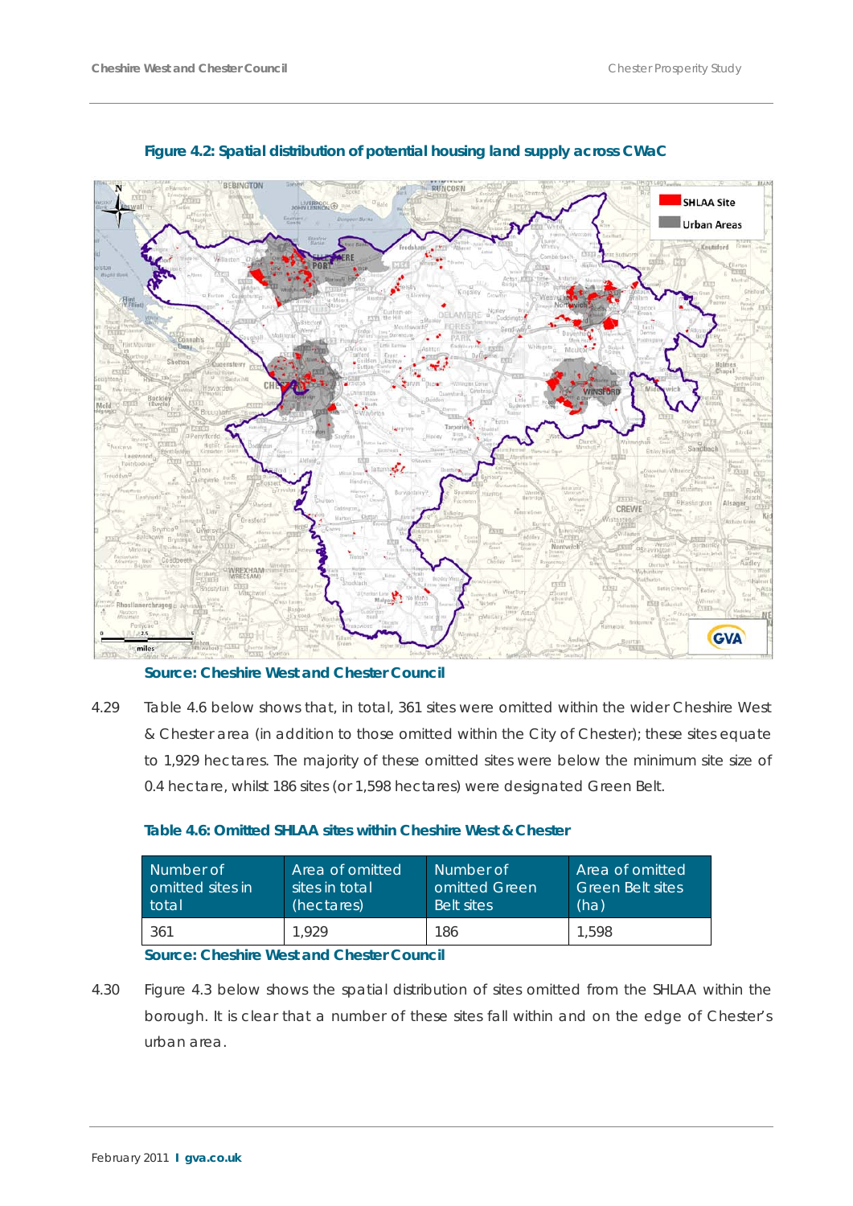**Figure 4.2: Spatial distribution of potential housing land supply across CWaC**

**Source: Cheshire West and Chester Council**

4.29 Table 4.6 below shows that, in total, 361 sites were omitted within the wider Cheshire West & Chester area (in addition to those omitted within the City of Chester); these sites equate to 1,929 hectares. The majority of these omitted sites were below the minimum site size of 0.4 hectare, whilst 186 sites (or 1,598 hectares) were designated Green Belt.

**Table 4.6: Omitted SHLAA sites within Cheshire West & Chester**

| Number of omitted sites in total | Area of omitted sites in total (hectares) | Number of omitted Green Belt sites | Area of omitted Green Belt sites (ha) |
|---|---|---|---|
| 361 | 1,929 | 186 | 1,598 |

**Source: Cheshire West and Chester Council**

4.30 Figure 4.3 below shows the spatial distribution of sites omitted from the SHLAA within the borough. It is clear that a number of these sites fall within and on the edge of Chester's urban area.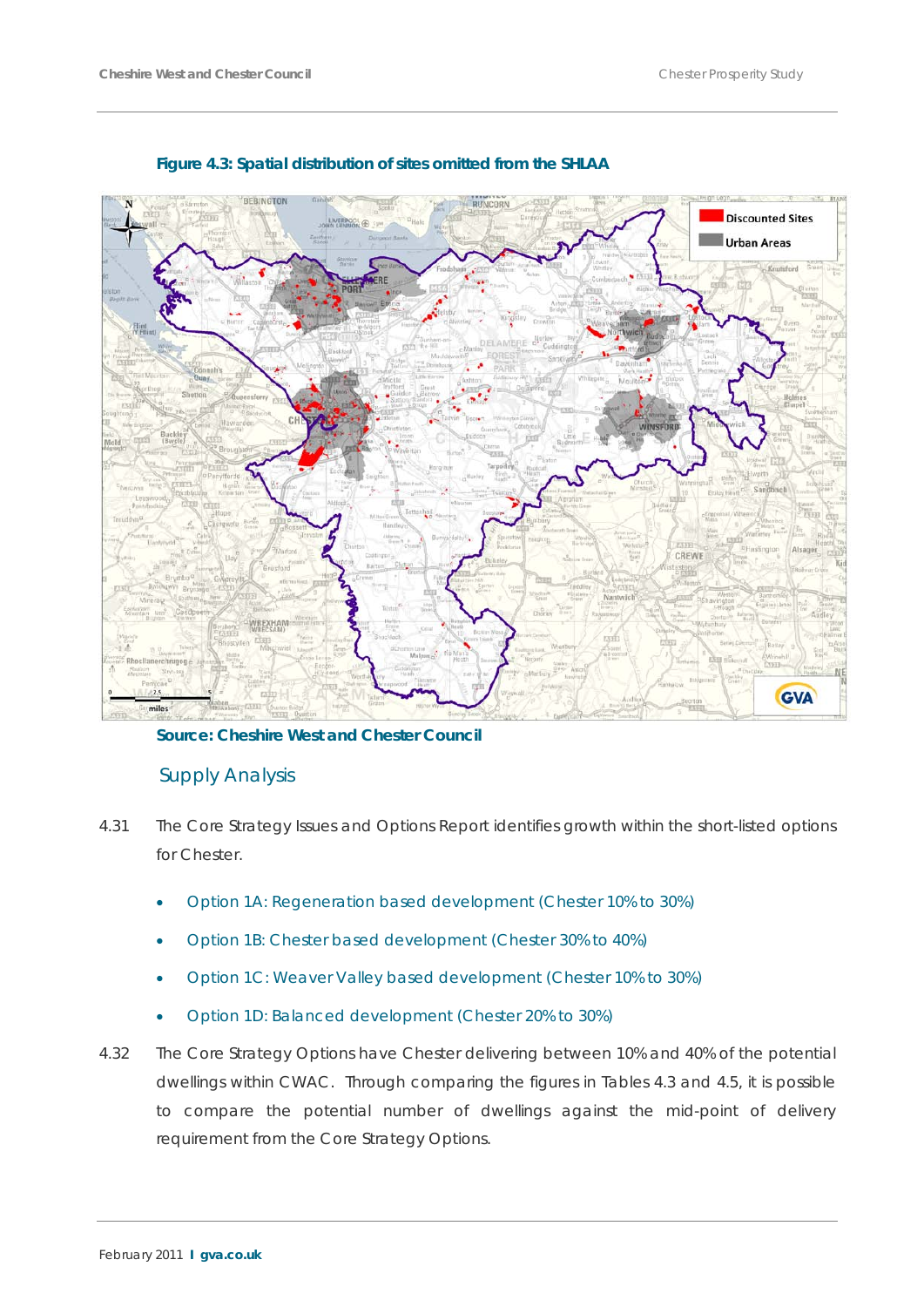**Figure 4.3: Spatial distribution of sites omitted from the SHLAA**

**Source: Cheshire West and Chester Council**

## Supply Analysis

4.31 The Core Strategy Issues and Options Report identifies growth within the short-listed options for Chester.

- Option 1A: Regeneration based development (Chester 10% to 30%)
- Option 1B: Chester based development (Chester 30% to 40%)
- Option 1C: Weaver Valley based development (Chester 10% to 30%)
- Option 1D: Balanced development (Chester 20% to 30%)

4.32 The Core Strategy Options have Chester delivering between 10% and 40% of the potential dwellings within CWAC. Through comparing the figures in Tables 4.3 and 4.5, it is possible to compare the potential number of dwellings against the mid-point of delivery requirement from the Core Strategy Options.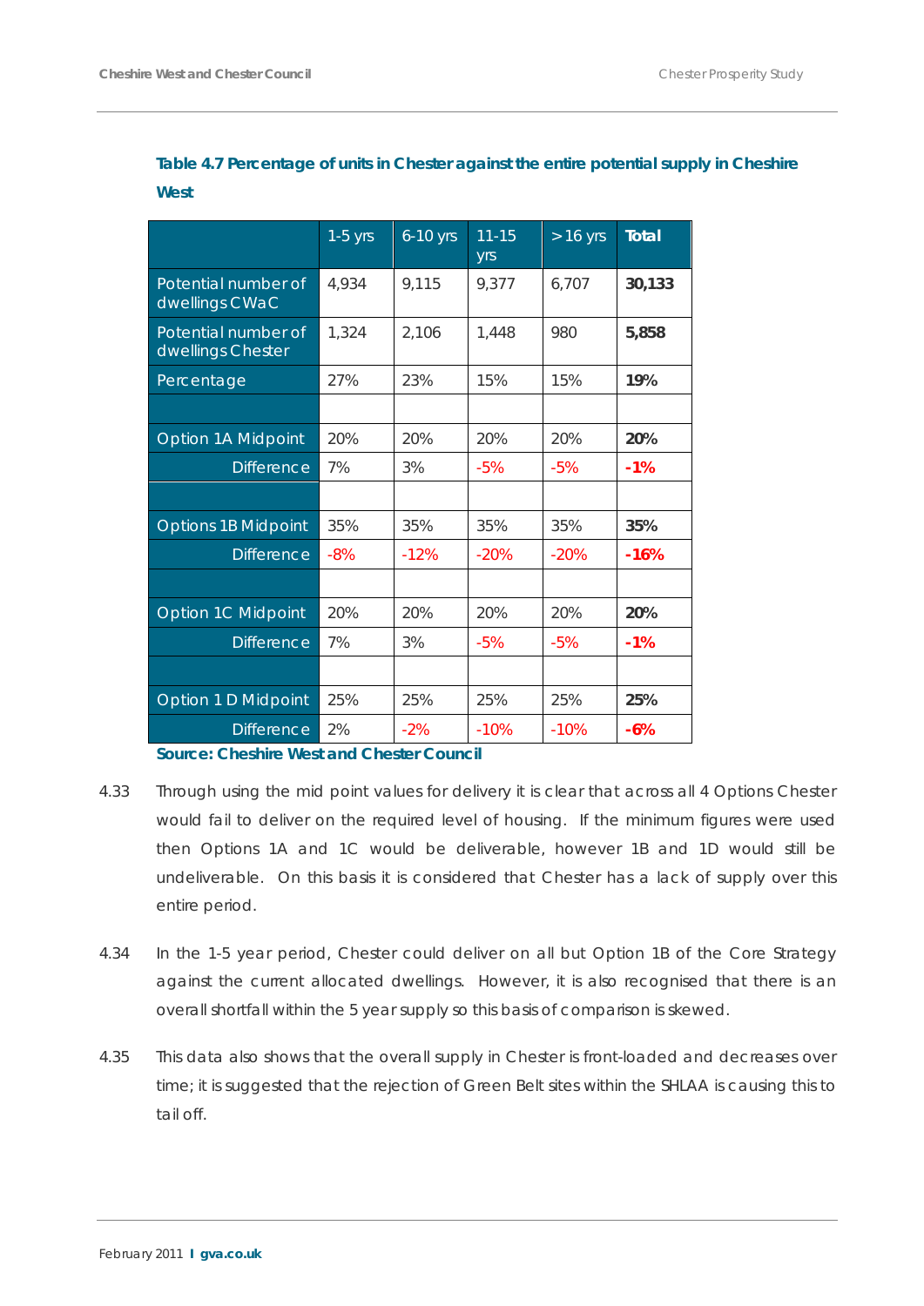**Table 4.7 Percentage of units in Chester against the entire potential supply in Cheshire West**

| | 1-5 yrs | 6-10 yrs | 11-15 yrs | >16 yrs | Total |
|---|---|---|---|---|---|
| Potential number of dwellings CWaC | 4,934 | 9,115 | 9,377 | 6,707 | **30,133** |
| Potential number of dwellings Chester | 1,324 | 2,106 | 1,448 | 980 | **5,858** |
| Percentage | 27% | 23% | 15% | 15% | **19%** |
| | | | | | |
| Option 1A Midpoint | 20% | 20% | 20% | 20% | **20%** |
| Difference | 7% | 3% | -5% | -5% | **-1%** |
| | | | | | |
| Options 1B Midpoint | 35% | 35% | 35% | 35% | **35%** |
| Difference | -8% | -12% | -20% | -20% | **-16%** |
| | | | | | |
| Option 1C Midpoint | 20% | 20% | 20% | 20% | **20%** |
| Difference | 7% | 3% | -5% | -5% | **-1%** |
| | | | | | |
| Option 1 D Midpoint | 25% | 25% | 25% | 25% | **25%** |
| Difference | 2% | -2% | -10% | -10% | **-6%** |

**Source: Cheshire West and Chester Council**

4.33 Through using the mid point values for delivery it is clear that across all 4 Options Chester would fail to deliver on the required level of housing. If the minimum figures were used then Options 1A and 1C would be deliverable, however 1B and 1D would still be undeliverable. On this basis it is considered that Chester has a lack of supply over this entire period.

4.34 In the 1-5 year period, Chester could deliver on all but Option 1B of the Core Strategy against the current allocated dwellings. However, it is also recognised that there is an overall shortfall within the 5 year supply so this basis of comparison is skewed.

4.35 This data also shows that the overall supply in Chester is front-loaded and decreases over time; it is suggested that the rejection of Green Belt sites within the SHLAA is causing this to tail off.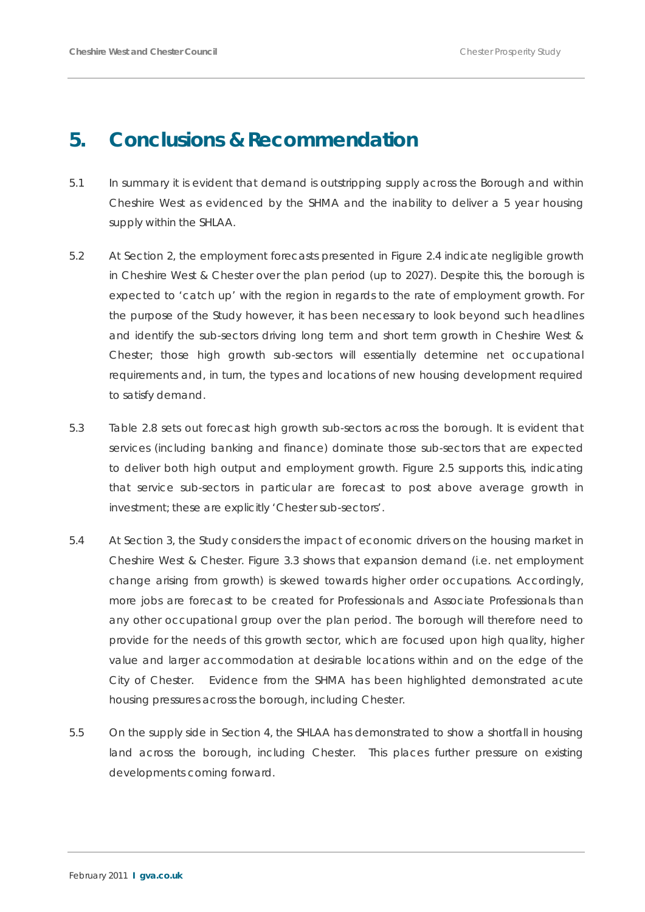# 5. Conclusions & Recommendation

5.1 In summary it is evident that demand is outstripping supply across the Borough and within Cheshire West as evidenced by the SHMA and the inability to deliver a 5 year housing supply within the SHLAA.

5.2 At Section 2, the employment forecasts presented in Figure 2.4 indicate negligible growth in Cheshire West & Chester over the plan period (up to 2027). Despite this, the borough is expected to 'catch up' with the region in regards to the rate of employment growth. For the purpose of the Study however, it has been necessary to look beyond such headlines and identify the sub-sectors driving long term and short term growth in Cheshire West & Chester; those high growth sub-sectors will essentially determine net occupational requirements and, in turn, the types and locations of new housing development required to satisfy demand.

5.3 Table 2.8 sets out forecast high growth sub-sectors across the borough. It is evident that services (including banking and finance) dominate those sub-sectors that are expected to deliver both high output and employment growth. Figure 2.5 supports this, indicating that service sub-sectors in particular are forecast to post above average growth in investment; these are explicitly 'Chester sub-sectors'.

5.4 At Section 3, the Study considers the impact of economic drivers on the housing market in Cheshire West & Chester. Figure 3.3 shows that expansion demand (i.e. net employment change arising from growth) is skewed towards higher order occupations. Accordingly, more jobs are forecast to be created for Professionals and Associate Professionals than any other occupational group over the plan period. The borough will therefore need to provide for the needs of this growth sector, which are focused upon high quality, higher value and larger accommodation at desirable locations within and on the edge of the City of Chester. Evidence from the SHMA has been highlighted demonstrated acute housing pressures across the borough, including Chester.

5.5 On the supply side in Section 4, the SHLAA has demonstrated to show a shortfall in housing land across the borough, including Chester. This places further pressure on existing developments coming forward.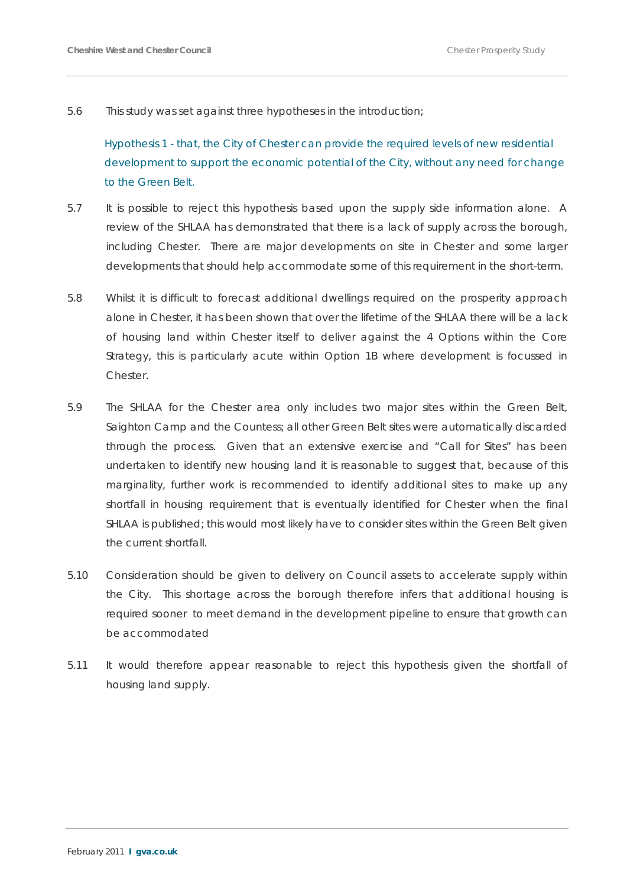5.6 This study was set against three hypotheses in the introduction;

*Hypothesis 1 - that, the City of Chester can provide the required levels of new residential development to support the economic potential of the City, without any need for change to the Green Belt.*

5.7 It is possible to reject this hypothesis based upon the supply side information alone. A review of the SHLAA has demonstrated that there is a lack of supply across the borough, including Chester. There are major developments on site in Chester and some larger developments that should help accommodate some of this requirement in the short-term.

5.8 Whilst it is difficult to forecast additional dwellings required on the prosperity approach alone in Chester, it has been shown that over the lifetime of the SHLAA there will be a lack of housing land within Chester itself to deliver against the 4 Options within the Core Strategy, this is particularly acute within Option 1B where development is focussed in Chester.

5.9 The SHLAA for the Chester area only includes two major sites within the Green Belt, Saighton Camp and the Countess; all other Green Belt sites were automatically discarded through the process. Given that an extensive exercise and "Call for Sites" has been undertaken to identify new housing land it is reasonable to suggest that, because of this marginality, further work is recommended to identify additional sites to make up any shortfall in housing requirement that is eventually identified for Chester when the final SHLAA is published; this would most likely have to consider sites within the Green Belt given the current shortfall.

5.10 Consideration should be given to delivery on Council assets to accelerate supply within the City. This shortage across the borough therefore infers that additional housing is required sooner to meet demand in the development pipeline to ensure that growth can be accommodated

5.11 It would therefore appear reasonable to reject this hypothesis given the shortfall of housing land supply.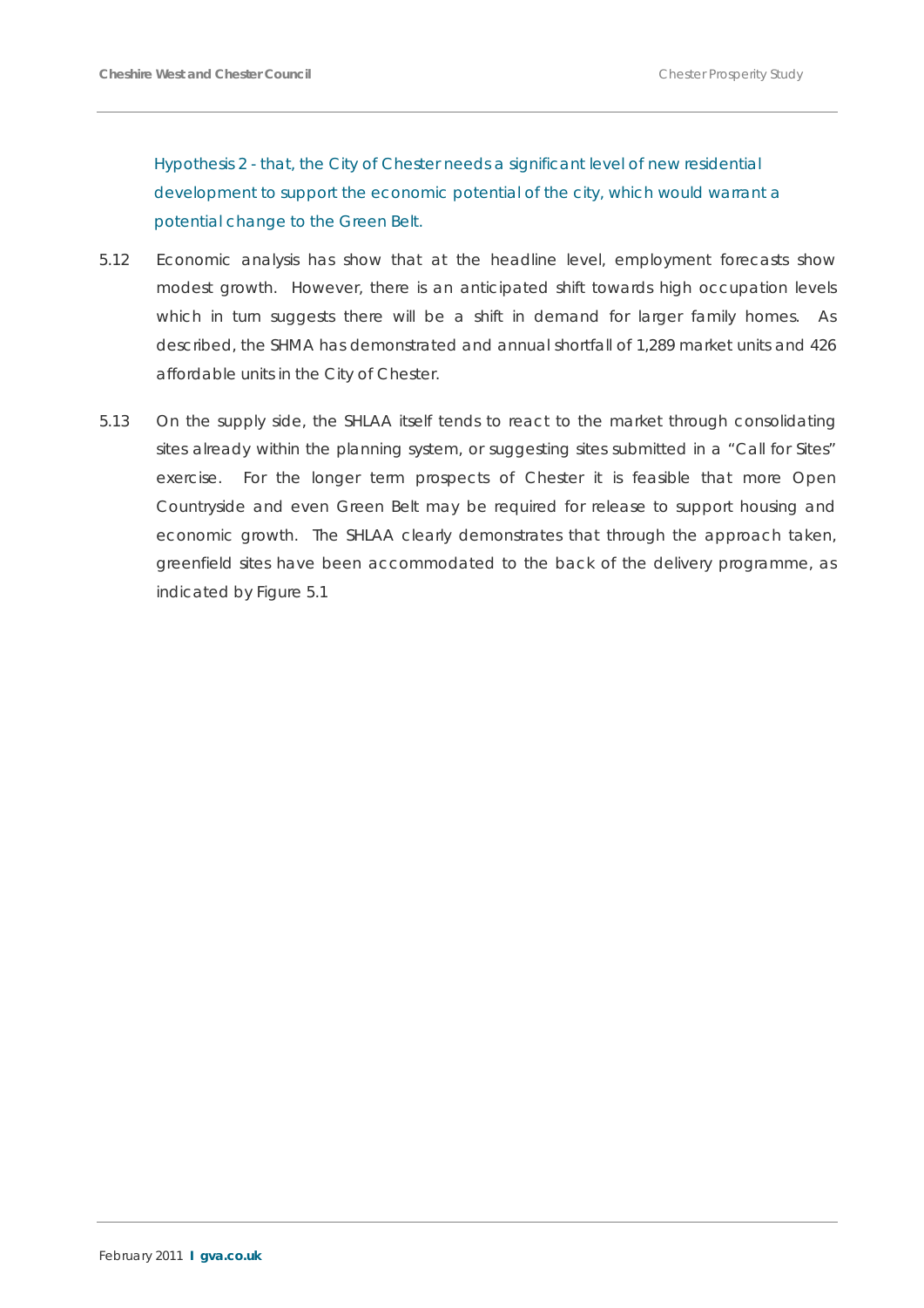*Hypothesis 2 - that, the City of Chester needs a significant level of new residential development to support the economic potential of the city, which would warrant a potential change to the Green Belt.*

5.12 Economic analysis has show that at the headline level, employment forecasts show modest growth. However, there is an anticipated shift towards high occupation levels which in turn suggests there will be a shift in demand for larger family homes. As described, the SHMA has demonstrated and annual shortfall of 1,289 market units and 426 affordable units in the City of Chester.

5.13 On the supply side, the SHLAA itself tends to react to the market through consolidating sites already within the planning system, or suggesting sites submitted in a "Call for Sites" exercise. For the longer term prospects of Chester it is feasible that more Open Countryside and even Green Belt may be required for release to support housing and economic growth. The SHLAA clearly demonstrates that through the approach taken, greenfield sites have been accommodated to the back of the delivery programme, as indicated by Figure 5.1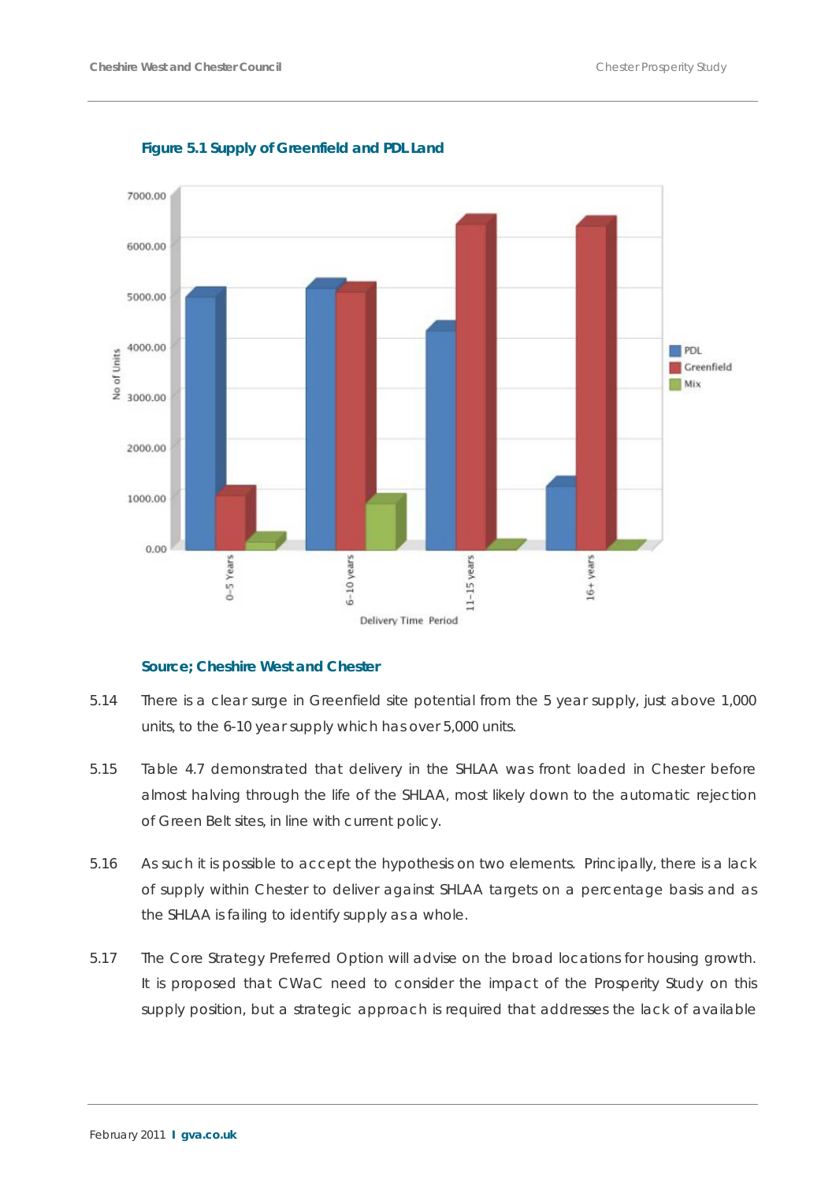**Figure 5.1 Supply of Greenfield and PDL Land**

**Source; Cheshire West and Chester**

5.14 There is a clear surge in Greenfield site potential from the 5 year supply, just above 1,000 units, to the 6-10 year supply which has over 5,000 units.

5.15 Table 4.7 demonstrated that delivery in the SHLAA was front loaded in Chester before almost halving through the life of the SHLAA, most likely down to the automatic rejection of Green Belt sites, in line with current policy.

5.16 As such it is possible to accept the hypothesis on two elements. Principally, there is a lack of supply within Chester to deliver against SHLAA targets on a percentage basis and as the SHLAA is failing to identify supply as a whole.

5.17 The Core Strategy Preferred Option will advise on the broad locations for housing growth. It is proposed that CWaC need to consider the impact of the Prosperity Study on this supply position, but a strategic approach is required that addresses the lack of available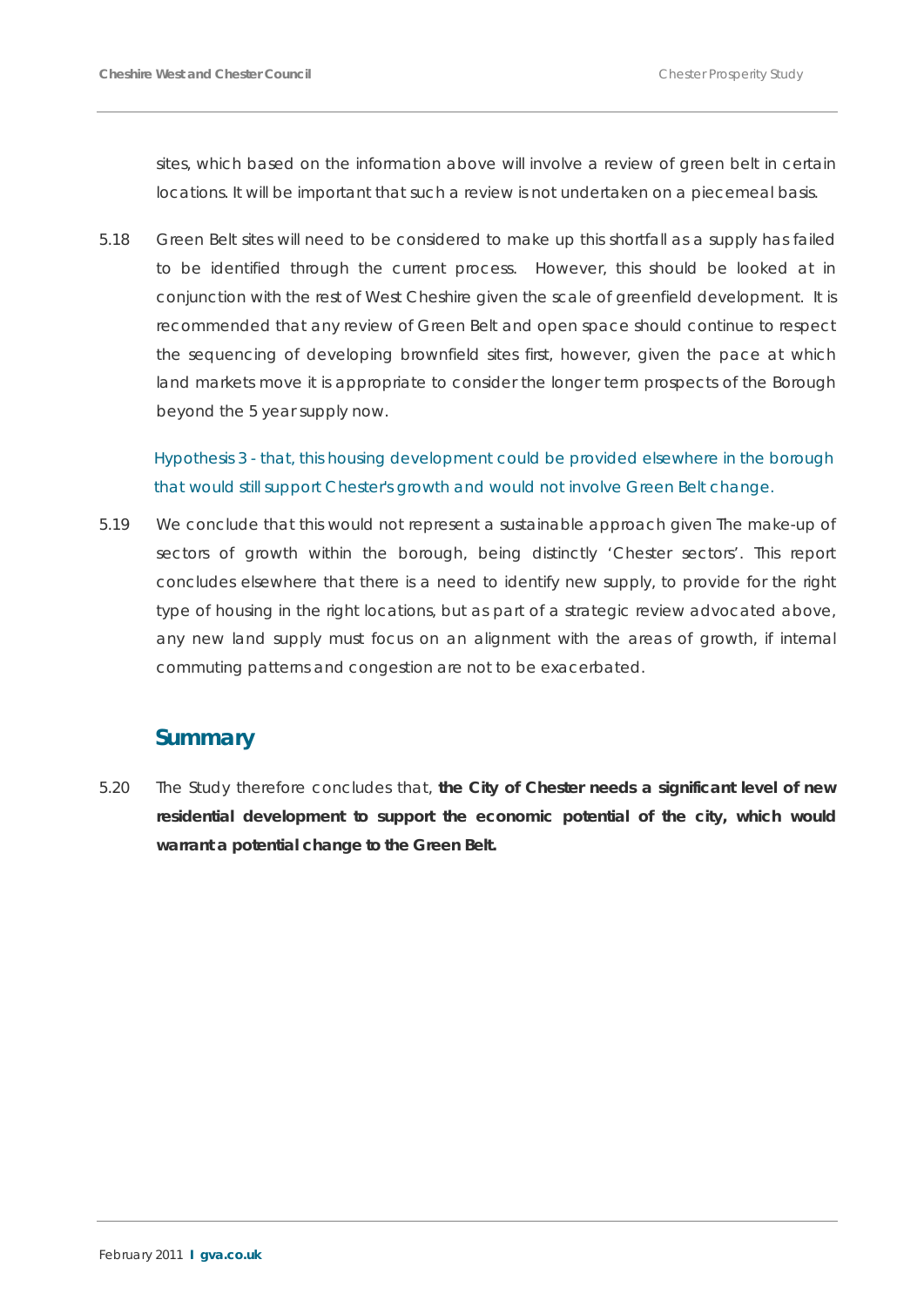sites, which based on the information above will involve a review of green belt in certain locations. It will be important that such a review is not undertaken on a piecemeal basis.

5.18 Green Belt sites will need to be considered to make up this shortfall as a supply has failed to be identified through the current process. However, this should be looked at in conjunction with the rest of West Cheshire given the scale of greenfield development. It is recommended that any review of Green Belt and open space should continue to respect the sequencing of developing brownfield sites first, however, given the pace at which land markets move it is appropriate to consider the longer term prospects of the Borough beyond the 5 year supply now.

*Hypothesis 3 - that, this housing development could be provided elsewhere in the borough that would still support Chester's growth and would not involve Green Belt change.*

5.19 We conclude that this would not represent a sustainable approach given The make-up of sectors of growth within the borough, being distinctly 'Chester sectors'. This report concludes elsewhere that there is a need to identify new supply, to provide for the right type of housing in the right locations, but as part of a strategic review advocated above, any new land supply must focus on an alignment with the areas of growth, if internal commuting patterns and congestion are not to be exacerbated.

## Summary

5.20 The Study therefore concludes that, **the City of Chester needs a significant level of new residential development to support the economic potential of the city, which would warrant a potential change to the Green Belt.**